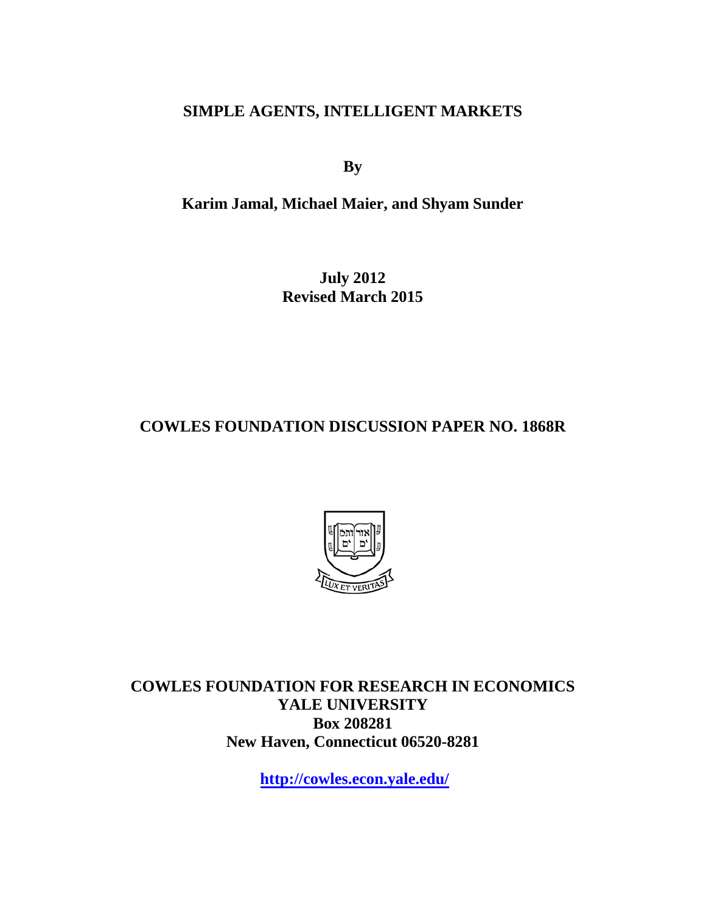# SIMPLE AGENTS, INTELLIGENT MARKETS

**By**

**Karim Jamal, Michael Maier, and Shyam Sunder**

**July 2012**
**Revised March 2015**

**COWLES FOUNDATION DISCUSSION PAPER NO. 1868R**

**COWLES FOUNDATION FOR RESEARCH IN ECONOMICS**
**YALE UNIVERSITY**
**Box 208281**
**New Haven, Connecticut 06520-8281**

**http://cowles.econ.yale.edu/**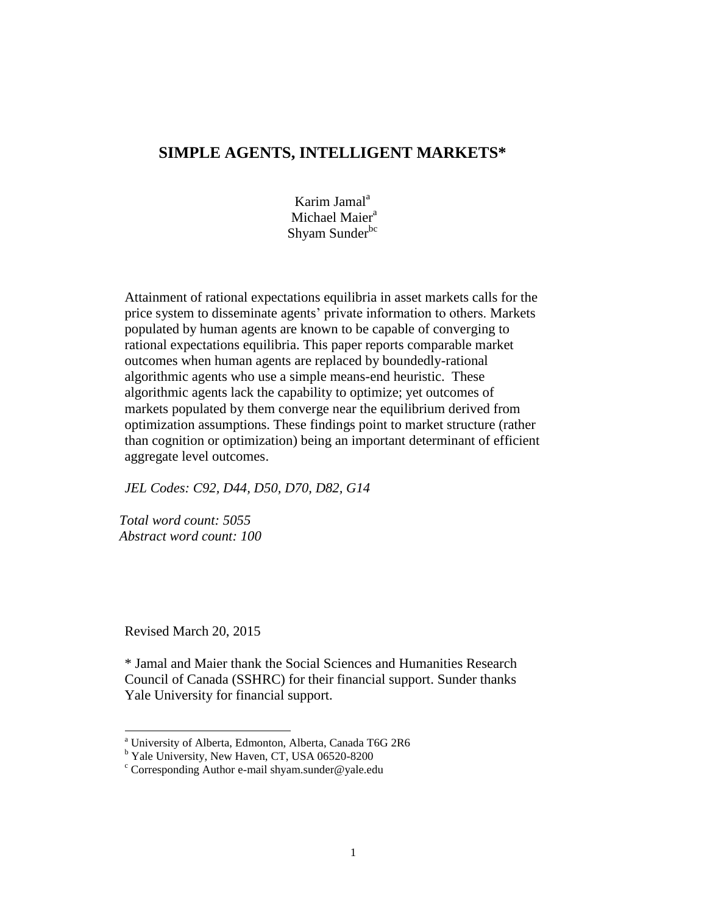# SIMPLE AGENTS, INTELLIGENT MARKETS*

Karim Jamal[a]
Michael Maier[a]
Shyam Sunder[bc]

Attainment of rational expectations equilibria in asset markets calls for the price system to disseminate agents' private information to others. Markets populated by human agents are known to be capable of converging to rational expectations equilibria. This paper reports comparable market outcomes when human agents are replaced by boundedly-rational algorithmic agents who use a simple means-end heuristic. These algorithmic agents lack the capability to optimize; yet outcomes of markets populated by them converge near the equilibrium derived from optimization assumptions. These findings point to market structure (rather than cognition or optimization) being an important determinant of efficient aggregate level outcomes.

*JEL Codes: C92, D44, D50, D70, D82, G14*

*Total word count: 5055*
*Abstract word count: 100*

Revised March 20, 2015

\* Jamal and Maier thank the Social Sciences and Humanities Research Council of Canada (SSHRC) for their financial support. Sunder thanks Yale University for financial support.

[a] University of Alberta, Edmonton, Alberta, Canada T6G 2R6
[b] Yale University, New Haven, CT, USA 06520-8200
[c] Corresponding Author e-mail shyam.sunder@yale.edu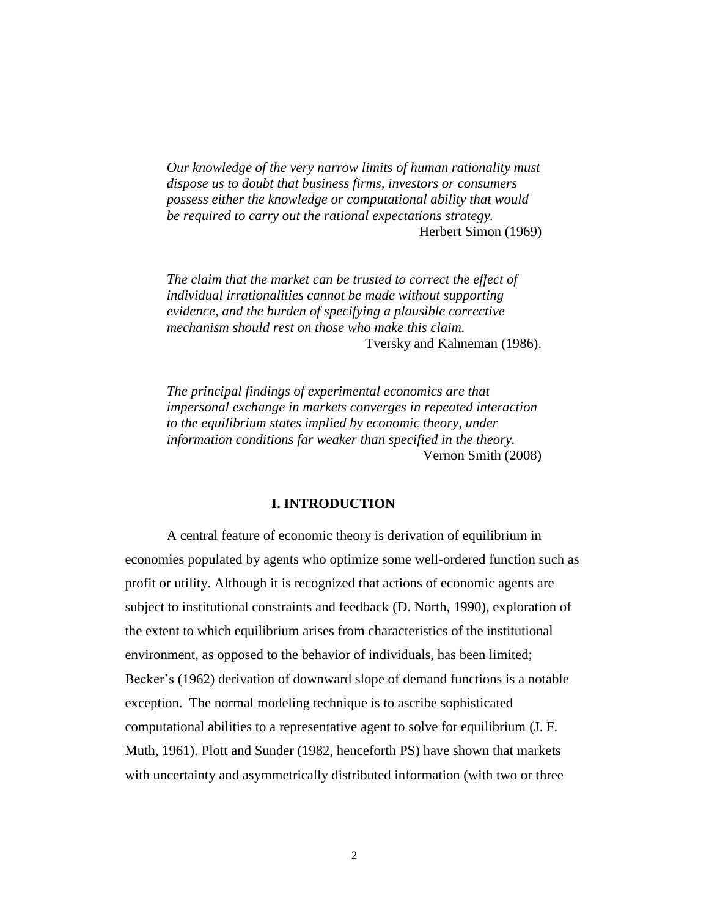*Our knowledge of the very narrow limits of human rationality must dispose us to doubt that business firms, investors or consumers possess either the knowledge or computational ability that would be required to carry out the rational expectations strategy.*
Herbert Simon (1969)

*The claim that the market can be trusted to correct the effect of individual irrationalities cannot be made without supporting evidence, and the burden of specifying a plausible corrective mechanism should rest on those who make this claim.*
Tversky and Kahneman (1986).

*The principal findings of experimental economics are that impersonal exchange in markets converges in repeated interaction to the equilibrium states implied by economic theory, under information conditions far weaker than specified in the theory.*
Vernon Smith (2008)

## I. INTRODUCTION

A central feature of economic theory is derivation of equilibrium in economies populated by agents who optimize some well-ordered function such as profit or utility. Although it is recognized that actions of economic agents are subject to institutional constraints and feedback (D. North, 1990), exploration of the extent to which equilibrium arises from characteristics of the institutional environment, as opposed to the behavior of individuals, has been limited; Becker's (1962) derivation of downward slope of demand functions is a notable exception. The normal modeling technique is to ascribe sophisticated computational abilities to a representative agent to solve for equilibrium (J. F. Muth, 1961). Plott and Sunder (1982, henceforth PS) have shown that markets with uncertainty and asymmetrically distributed information (with two or three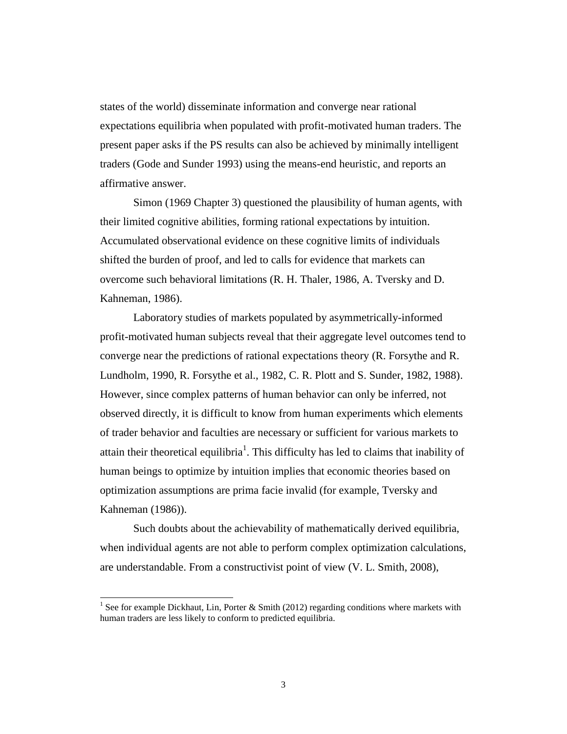states of the world) disseminate information and converge near rational expectations equilibria when populated with profit-motivated human traders. The present paper asks if the PS results can also be achieved by minimally intelligent traders (Gode and Sunder 1993) using the means-end heuristic, and reports an affirmative answer.

Simon (1969 Chapter 3) questioned the plausibility of human agents, with their limited cognitive abilities, forming rational expectations by intuition. Accumulated observational evidence on these cognitive limits of individuals shifted the burden of proof, and led to calls for evidence that markets can overcome such behavioral limitations (R. H. Thaler, 1986, A. Tversky and D. Kahneman, 1986).

Laboratory studies of markets populated by asymmetrically-informed profit-motivated human subjects reveal that their aggregate level outcomes tend to converge near the predictions of rational expectations theory (R. Forsythe and R. Lundholm, 1990, R. Forsythe et al., 1982, C. R. Plott and S. Sunder, 1982, 1988). However, since complex patterns of human behavior can only be inferred, not observed directly, it is difficult to know from human experiments which elements of trader behavior and faculties are necessary or sufficient for various markets to attain their theoretical equilibria[1]. This difficulty has led to claims that inability of human beings to optimize by intuition implies that economic theories based on optimization assumptions are prima facie invalid (for example, Tversky and Kahneman (1986)).

Such doubts about the achievability of mathematically derived equilibria, when individual agents are not able to perform complex optimization calculations, are understandable. From a constructivist point of view (V. L. Smith, 2008),

[1] See for example Dickhaut, Lin, Porter & Smith (2012) regarding conditions where markets with human traders are less likely to conform to predicted equilibria.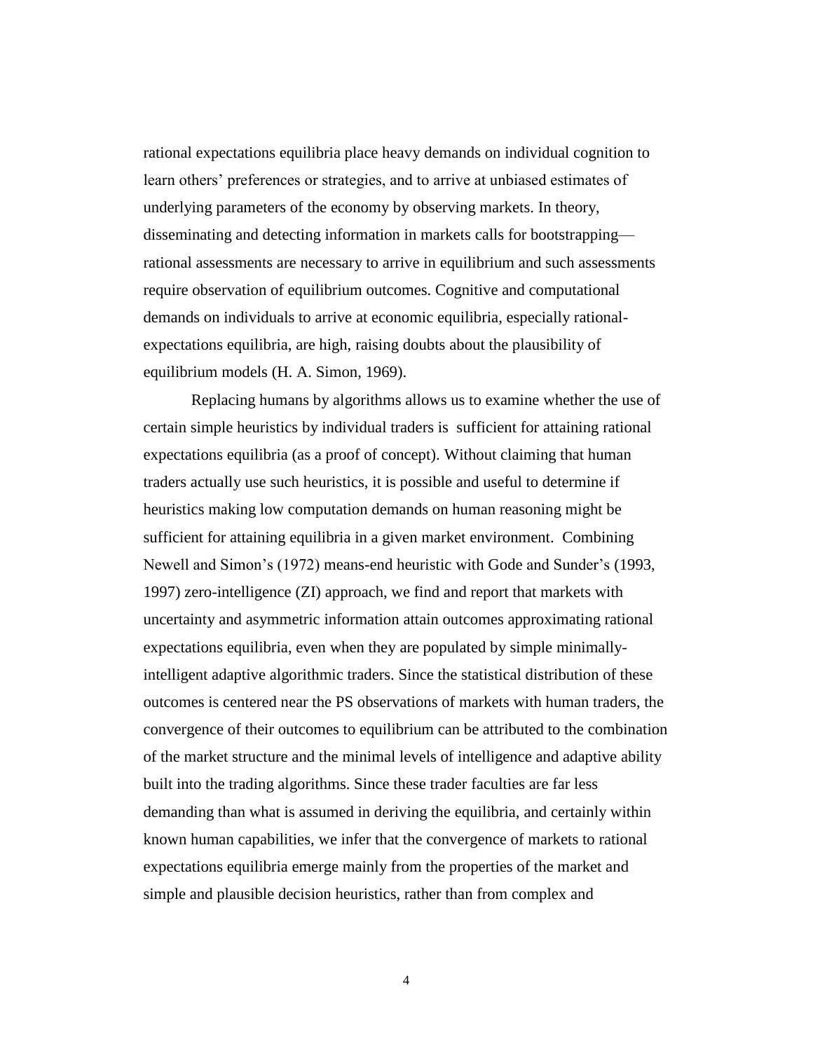rational expectations equilibria place heavy demands on individual cognition to learn others' preferences or strategies, and to arrive at unbiased estimates of underlying parameters of the economy by observing markets. In theory, disseminating and detecting information in markets calls for bootstrapping—rational assessments are necessary to arrive in equilibrium and such assessments require observation of equilibrium outcomes. Cognitive and computational demands on individuals to arrive at economic equilibria, especially rational-expectations equilibria, are high, raising doubts about the plausibility of equilibrium models (H. A. Simon, 1969).

Replacing humans by algorithms allows us to examine whether the use of certain simple heuristics by individual traders is sufficient for attaining rational expectations equilibria (as a proof of concept). Without claiming that human traders actually use such heuristics, it is possible and useful to determine if heuristics making low computation demands on human reasoning might be sufficient for attaining equilibria in a given market environment. Combining Newell and Simon's (1972) means-end heuristic with Gode and Sunder's (1993, 1997) zero-intelligence (ZI) approach, we find and report that markets with uncertainty and asymmetric information attain outcomes approximating rational expectations equilibria, even when they are populated by simple minimally-intelligent adaptive algorithmic traders. Since the statistical distribution of these outcomes is centered near the PS observations of markets with human traders, the convergence of their outcomes to equilibrium can be attributed to the combination of the market structure and the minimal levels of intelligence and adaptive ability built into the trading algorithms. Since these trader faculties are far less demanding than what is assumed in deriving the equilibria, and certainly within known human capabilities, we infer that the convergence of markets to rational expectations equilibria emerge mainly from the properties of the market and simple and plausible decision heuristics, rather than from complex and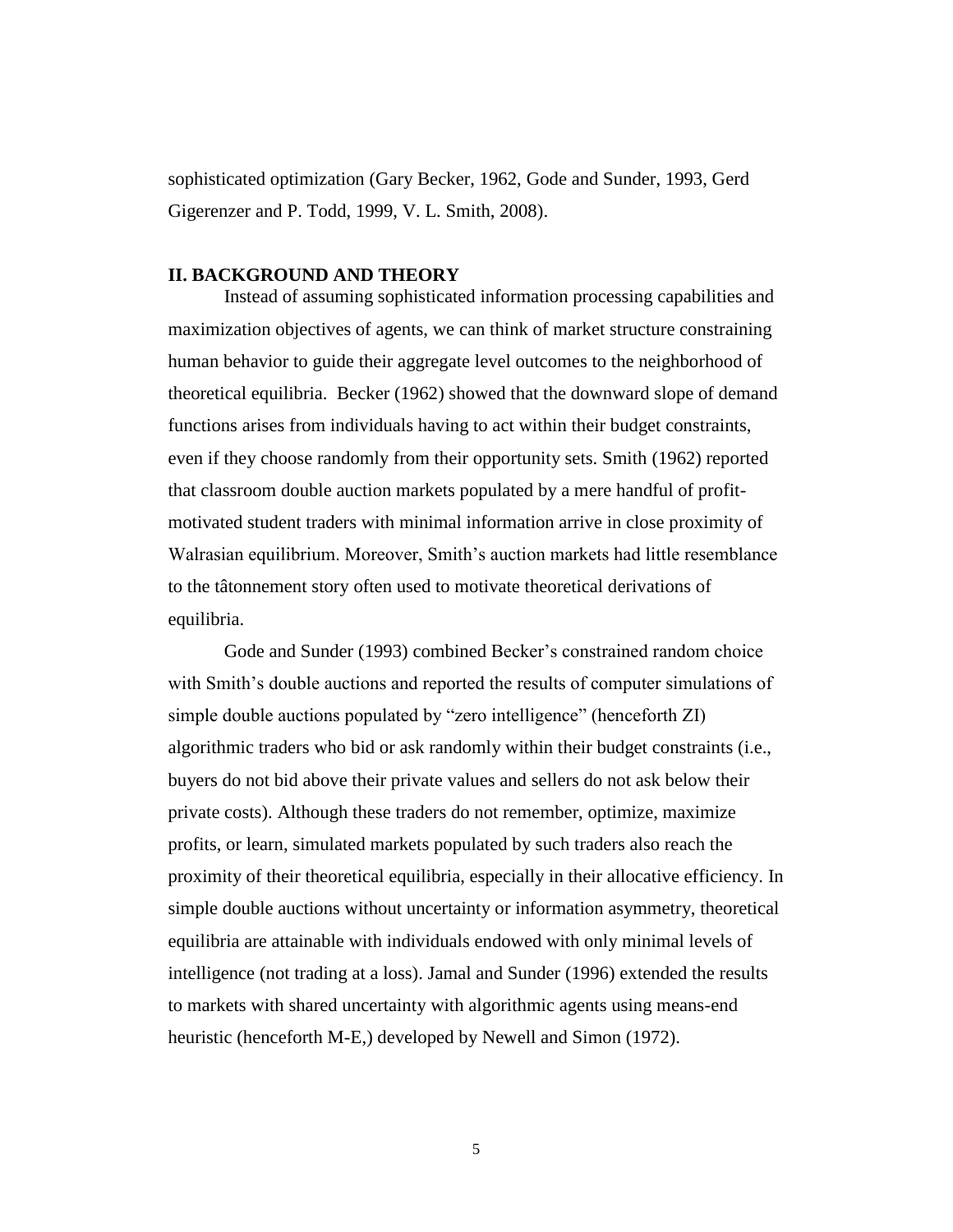sophisticated optimization (Gary Becker, 1962, Gode and Sunder, 1993, Gerd Gigerenzer and P. Todd, 1999, V. L. Smith, 2008).

## II. BACKGROUND AND THEORY

Instead of assuming sophisticated information processing capabilities and maximization objectives of agents, we can think of market structure constraining human behavior to guide their aggregate level outcomes to the neighborhood of theoretical equilibria. Becker (1962) showed that the downward slope of demand functions arises from individuals having to act within their budget constraints, even if they choose randomly from their opportunity sets. Smith (1962) reported that classroom double auction markets populated by a mere handful of profit-motivated student traders with minimal information arrive in close proximity of Walrasian equilibrium. Moreover, Smith's auction markets had little resemblance to the tâtonnement story often used to motivate theoretical derivations of equilibria.

Gode and Sunder (1993) combined Becker's constrained random choice with Smith's double auctions and reported the results of computer simulations of simple double auctions populated by "zero intelligence" (henceforth ZI) algorithmic traders who bid or ask randomly within their budget constraints (i.e., buyers do not bid above their private values and sellers do not ask below their private costs). Although these traders do not remember, optimize, maximize profits, or learn, simulated markets populated by such traders also reach the proximity of their theoretical equilibria, especially in their allocative efficiency. In simple double auctions without uncertainty or information asymmetry, theoretical equilibria are attainable with individuals endowed with only minimal levels of intelligence (not trading at a loss). Jamal and Sunder (1996) extended the results to markets with shared uncertainty with algorithmic agents using means-end heuristic (henceforth M-E,) developed by Newell and Simon (1972).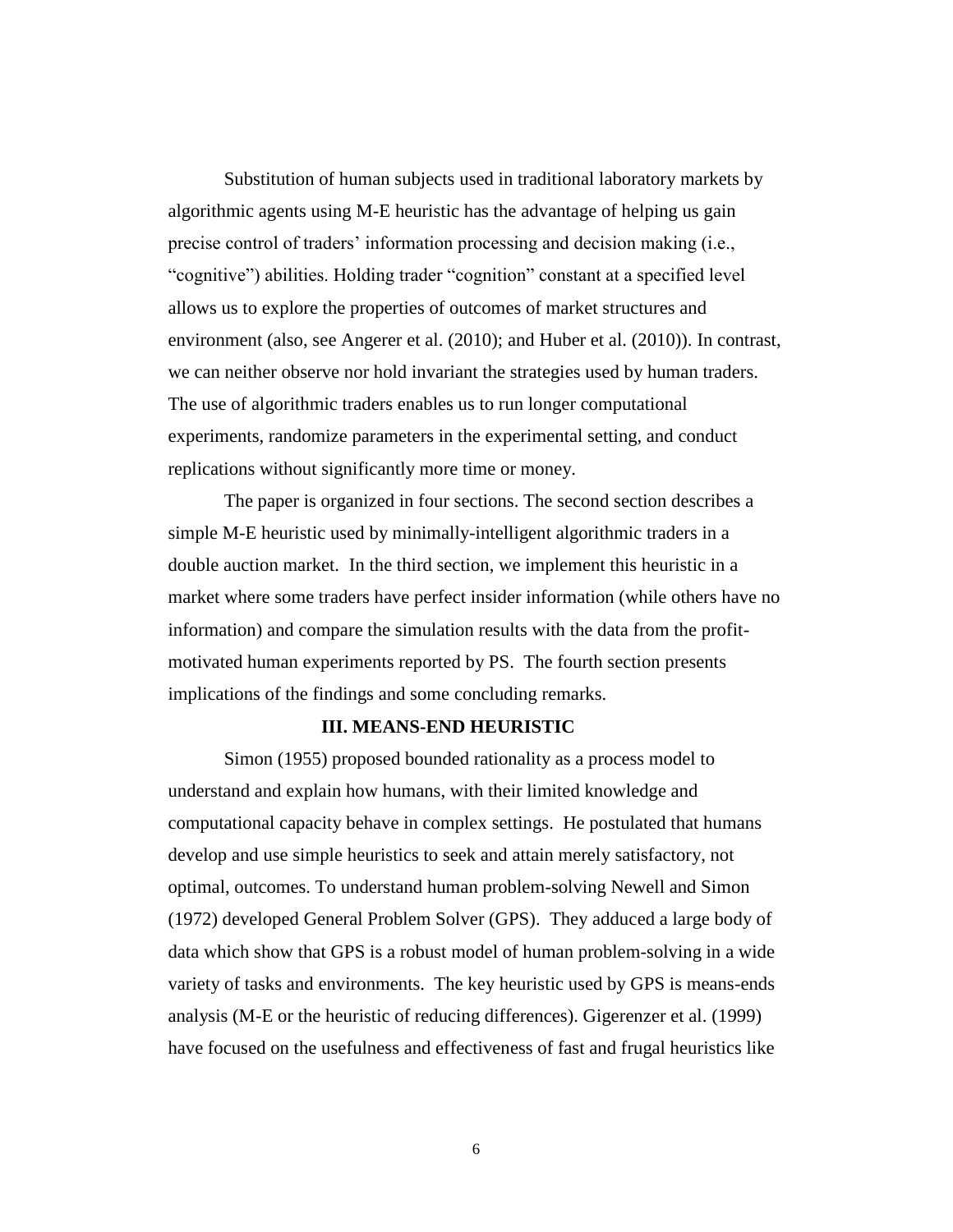Substitution of human subjects used in traditional laboratory markets by algorithmic agents using M-E heuristic has the advantage of helping us gain precise control of traders' information processing and decision making (i.e., "cognitive") abilities. Holding trader "cognition" constant at a specified level allows us to explore the properties of outcomes of market structures and environment (also, see Angerer et al. (2010); and Huber et al. (2010)). In contrast, we can neither observe nor hold invariant the strategies used by human traders. The use of algorithmic traders enables us to run longer computational experiments, randomize parameters in the experimental setting, and conduct replications without significantly more time or money.

The paper is organized in four sections. The second section describes a simple M-E heuristic used by minimally-intelligent algorithmic traders in a double auction market. In the third section, we implement this heuristic in a market where some traders have perfect insider information (while others have no information) and compare the simulation results with the data from the profit-motivated human experiments reported by PS. The fourth section presents implications of the findings and some concluding remarks.

## III. MEANS-END HEURISTIC

Simon (1955) proposed bounded rationality as a process model to understand and explain how humans, with their limited knowledge and computational capacity behave in complex settings. He postulated that humans develop and use simple heuristics to seek and attain merely satisfactory, not optimal, outcomes. To understand human problem-solving Newell and Simon (1972) developed General Problem Solver (GPS). They adduced a large body of data which show that GPS is a robust model of human problem-solving in a wide variety of tasks and environments. The key heuristic used by GPS is means-ends analysis (M-E or the heuristic of reducing differences). Gigerenzer et al. (1999) have focused on the usefulness and effectiveness of fast and frugal heuristics like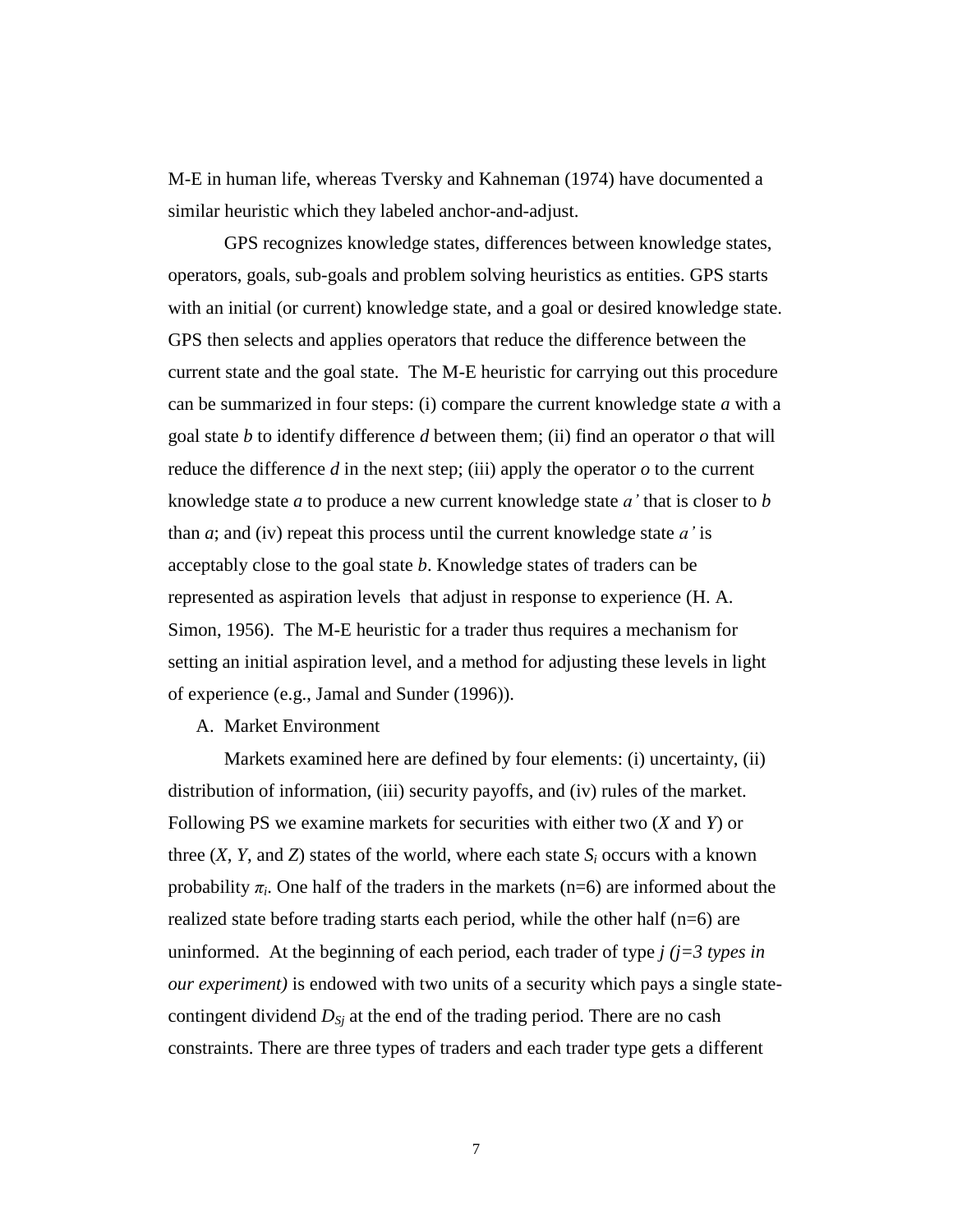M-E in human life, whereas Tversky and Kahneman (1974) have documented a similar heuristic which they labeled anchor-and-adjust.

GPS recognizes knowledge states, differences between knowledge states, operators, goals, sub-goals and problem solving heuristics as entities. GPS starts with an initial (or current) knowledge state, and a goal or desired knowledge state. GPS then selects and applies operators that reduce the difference between the current state and the goal state. The M-E heuristic for carrying out this procedure can be summarized in four steps: (i) compare the current knowledge state *a* with a goal state *b* to identify difference *d* between them; (ii) find an operator *o* that will reduce the difference *d* in the next step; (iii) apply the operator *o* to the current knowledge state *a* to produce a new current knowledge state *a'* that is closer to *b* than *a*; and (iv) repeat this process until the current knowledge state *a'* is acceptably close to the goal state *b*. Knowledge states of traders can be represented as aspiration levels that adjust in response to experience (H. A. Simon, 1956). The M-E heuristic for a trader thus requires a mechanism for setting an initial aspiration level, and a method for adjusting these levels in light of experience (e.g., Jamal and Sunder (1996)).

A. Market Environment

Markets examined here are defined by four elements: (i) uncertainty, (ii) distribution of information, (iii) security payoffs, and (iv) rules of the market. Following PS we examine markets for securities with either two (*X* and *Y*) or three (*X*, *Y*, and *Z*) states of the world, where each state $S_i$ occurs with a known probability $\pi_i$. One half of the traders in the markets (n=6) are informed about the realized state before trading starts each period, while the other half (n=6) are uninformed. At the beginning of each period, each trader of type *j (j=3 types in our experiment)* is endowed with two units of a security which pays a single state-contingent dividend $D_{Sj}$ at the end of the trading period. There are no cash constraints. There are three types of traders and each trader type gets a different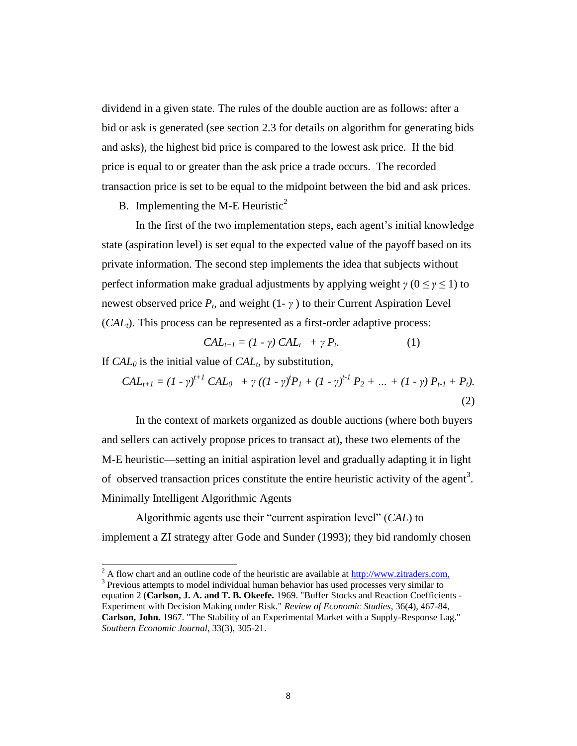dividend in a given state. The rules of the double auction are as follows: after a bid or ask is generated (see section 2.3 for details on algorithm for generating bids and asks), the highest bid price is compared to the lowest ask price. If the bid price is equal to or greater than the ask price a trade occurs. The recorded transaction price is set to be equal to the midpoint between the bid and ask prices.

B. Implementing the M-E Heuristic[2]

In the first of the two implementation steps, each agent's initial knowledge state (aspiration level) is set equal to the expected value of the payoff based on its private information. The second step implements the idea that subjects without perfect information make gradual adjustments by applying weight $\gamma$ ($0 \leq \gamma \leq 1$) to newest observed price $P_t$, and weight ($1 - \gamma$) to their Current Aspiration Level ($CAL_t$). This process can be represented as a first-order adaptive process:

$$CAL_{t+1} = (1 - \gamma)\, CAL_t + \gamma\, P_t. \qquad (1)$$

If $CAL_0$ is the initial value of $CAL_t$, by substitution,

$$CAL_{t+1} = (1 - \gamma)^{t+1}\, CAL_0 + \gamma\, ((1 - \gamma)^t P_1 + (1 - \gamma)^{t-1} P_2 + \ldots + (1 - \gamma)\, P_{t-1} + P_t). \qquad (2)$$

In the context of markets organized as double auctions (where both buyers and sellers can actively propose prices to transact at), these two elements of the M-E heuristic—setting an initial aspiration level and gradually adapting it in light of observed transaction prices constitute the entire heuristic activity of the agent[3].

Minimally Intelligent Algorithmic Agents

Algorithmic agents use their "current aspiration level" ($CAL$) to implement a ZI strategy after Gode and Sunder (1993); they bid randomly chosen

[2] A flow chart and an outline code of the heuristic are available at http://www.zitraders.com,

[3] Previous attempts to model individual human behavior has used processes very similar to equation 2 (**Carlson, J. A. and T. B. Okeefe.** 1969. "Buffer Stocks and Reaction Coefficients - Experiment with Decision Making under Risk." *Review of Economic Studies*, 36(4), 467-84, **Carlson, John.** 1967. "The Stability of an Experimental Market with a Supply-Response Lag." *Southern Economic Journal*, 33(3), 305-21.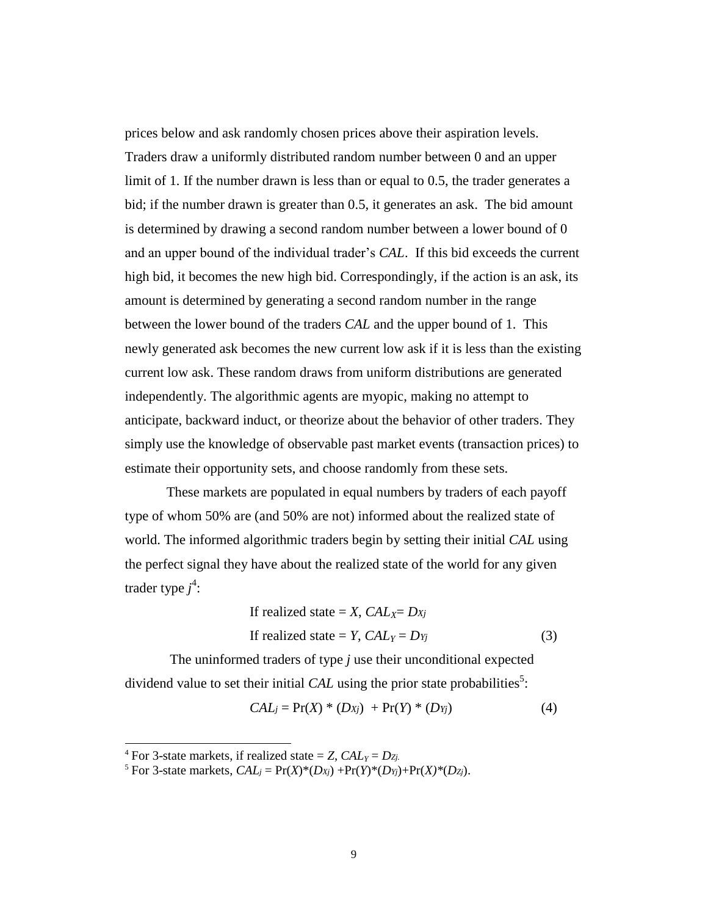prices below and ask randomly chosen prices above their aspiration levels. Traders draw a uniformly distributed random number between 0 and an upper limit of 1. If the number drawn is less than or equal to 0.5, the trader generates a bid; if the number drawn is greater than 0.5, it generates an ask. The bid amount is determined by drawing a second random number between a lower bound of 0 and an upper bound of the individual trader's *CAL*. If this bid exceeds the current high bid, it becomes the new high bid. Correspondingly, if the action is an ask, its amount is determined by generating a second random number in the range between the lower bound of the traders *CAL* and the upper bound of 1. This newly generated ask becomes the new current low ask if it is less than the existing current low ask. These random draws from uniform distributions are generated independently. The algorithmic agents are myopic, making no attempt to anticipate, backward induct, or theorize about the behavior of other traders. They simply use the knowledge of observable past market events (transaction prices) to estimate their opportunity sets, and choose randomly from these sets.

These markets are populated in equal numbers by traders of each payoff type of whom 50% are (and 50% are not) informed about the realized state of world. The informed algorithmic traders begin by setting their initial *CAL* using the perfect signal they have about the realized state of the world for any given trader type $j$[4]:

$$\text{If realized state} = X,\ CAL_X = D_{Xj}$$
$$\text{If realized state} = Y,\ CAL_Y = D_{Yj} \qquad (3)$$

The uninformed traders of type $j$ use their unconditional expected dividend value to set their initial *CAL* using the prior state probabilities[5]:

$$CAL_j = \Pr(X) * (D_{Xj}) + \Pr(Y) * (D_{Yj}) \qquad (4)$$

---

[4] For 3-state markets, if realized state = $Z$, $CAL_Y = D_{Zj.}$

[5] For 3-state markets, $CAL_j = \Pr(X)*(D_{Xj}) + \Pr(Y)*(D_{Yj}) + \Pr(X)*(D_{Zj})$.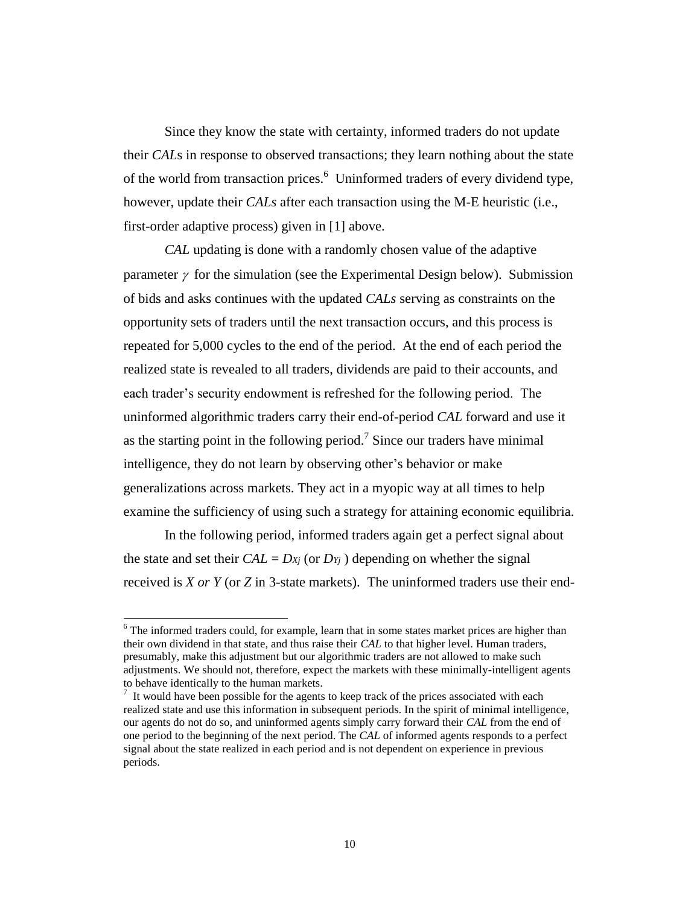Since they know the state with certainty, informed traders do not update their *CAL*s in response to observed transactions; they learn nothing about the state of the world from transaction prices.[6] Uninformed traders of every dividend type, however, update their *CALs* after each transaction using the M-E heuristic (i.e., first-order adaptive process) given in [1] above.

*CAL* updating is done with a randomly chosen value of the adaptive parameter $\gamma$ for the simulation (see the Experimental Design below). Submission of bids and asks continues with the updated *CALs* serving as constraints on the opportunity sets of traders until the next transaction occurs, and this process is repeated for 5,000 cycles to the end of the period. At the end of each period the realized state is revealed to all traders, dividends are paid to their accounts, and each trader's security endowment is refreshed for the following period. The uninformed algorithmic traders carry their end-of-period *CAL* forward and use it as the starting point in the following period.[7] Since our traders have minimal intelligence, they do not learn by observing other's behavior or make generalizations across markets. They act in a myopic way at all times to help examine the sufficiency of using such a strategy for attaining economic equilibria.

In the following period, informed traders again get a perfect signal about the state and set their $CAL = D_{Xj}$ (or $D_{Yj}$ ) depending on whether the signal received is *X or Y* (or *Z* in 3-state markets). The uninformed traders use their end-

---

[6] The informed traders could, for example, learn that in some states market prices are higher than their own dividend in that state, and thus raise their *CAL* to that higher level. Human traders, presumably, make this adjustment but our algorithmic traders are not allowed to make such adjustments. We should not, therefore, expect the markets with these minimally-intelligent agents to behave identically to the human markets.

[7] It would have been possible for the agents to keep track of the prices associated with each realized state and use this information in subsequent periods. In the spirit of minimal intelligence, our agents do not do so, and uninformed agents simply carry forward their *CAL* from the end of one period to the beginning of the next period. The *CAL* of informed agents responds to a perfect signal about the state realized in each period and is not dependent on experience in previous periods.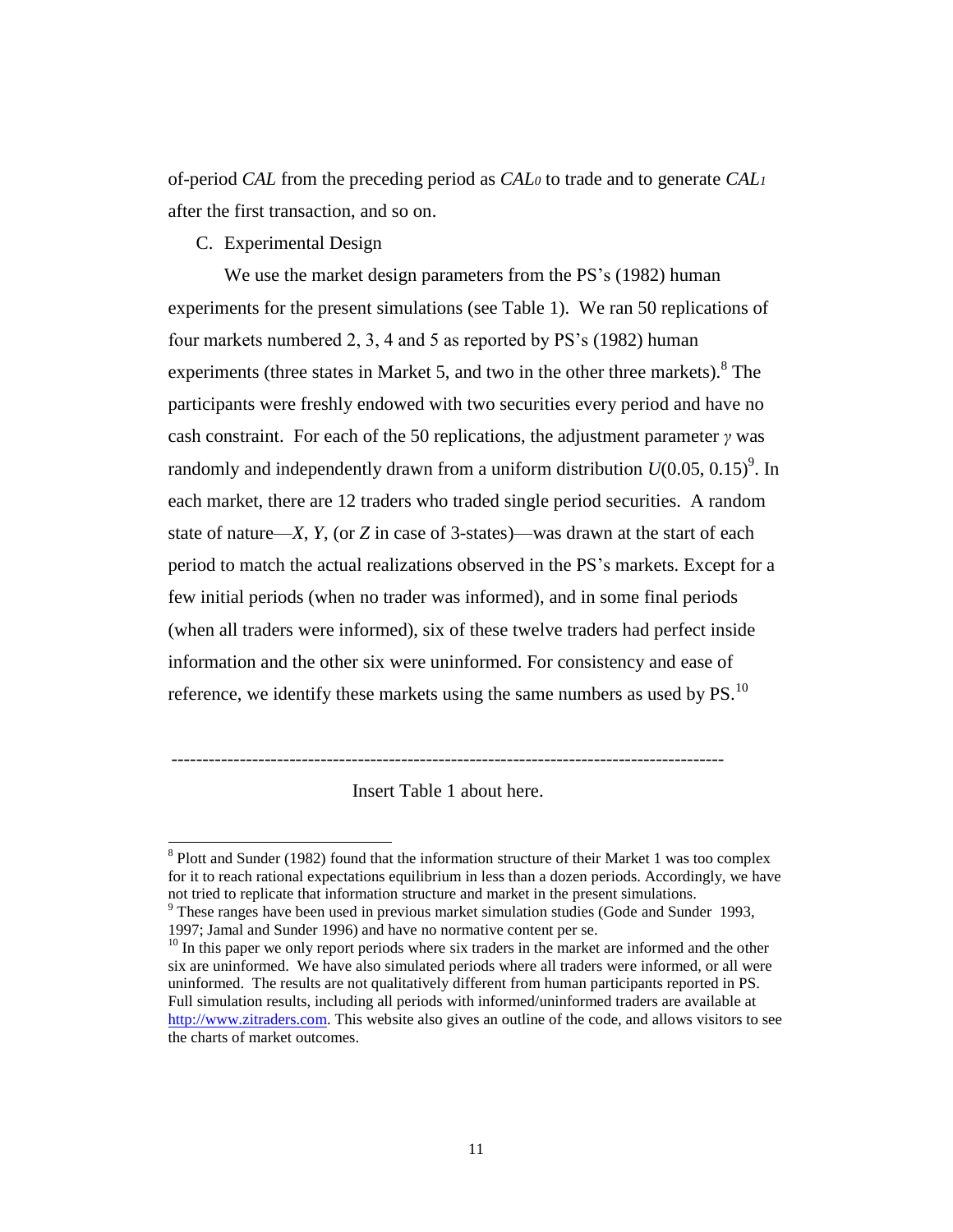of-period *CAL* from the preceding period as $CAL_0$ to trade and to generate $CAL_1$ after the first transaction, and so on.

C. Experimental Design

We use the market design parameters from the PS's (1982) human experiments for the present simulations (see Table 1). We ran 50 replications of four markets numbered 2, 3, 4 and 5 as reported by PS's (1982) human experiments (three states in Market 5, and two in the other three markets).[8] The participants were freshly endowed with two securities every period and have no cash constraint. For each of the 50 replications, the adjustment parameter $\gamma$ was randomly and independently drawn from a uniform distribution $U(0.05, 0.15)$[9]. In each market, there are 12 traders who traded single period securities. A random state of nature—*X*, *Y*, (or *Z* in case of 3-states)—was drawn at the start of each period to match the actual realizations observed in the PS's markets. Except for a few initial periods (when no trader was informed), and in some final periods (when all traders were informed), six of these twelve traders had perfect inside information and the other six were uninformed. For consistency and ease of reference, we identify these markets using the same numbers as used by PS.[10]

---

Insert Table 1 about here.

[8] Plott and Sunder (1982) found that the information structure of their Market 1 was too complex for it to reach rational expectations equilibrium in less than a dozen periods. Accordingly, we have not tried to replicate that information structure and market in the present simulations.

[9] These ranges have been used in previous market simulation studies (Gode and Sunder 1993, 1997; Jamal and Sunder 1996) and have no normative content per se.

[10] In this paper we only report periods where six traders in the market are informed and the other six are uninformed. We have also simulated periods where all traders were informed, or all were uninformed. The results are not qualitatively different from human participants reported in PS. Full simulation results, including all periods with informed/uninformed traders are available at http://www.zitraders.com. This website also gives an outline of the code, and allows visitors to see the charts of market outcomes.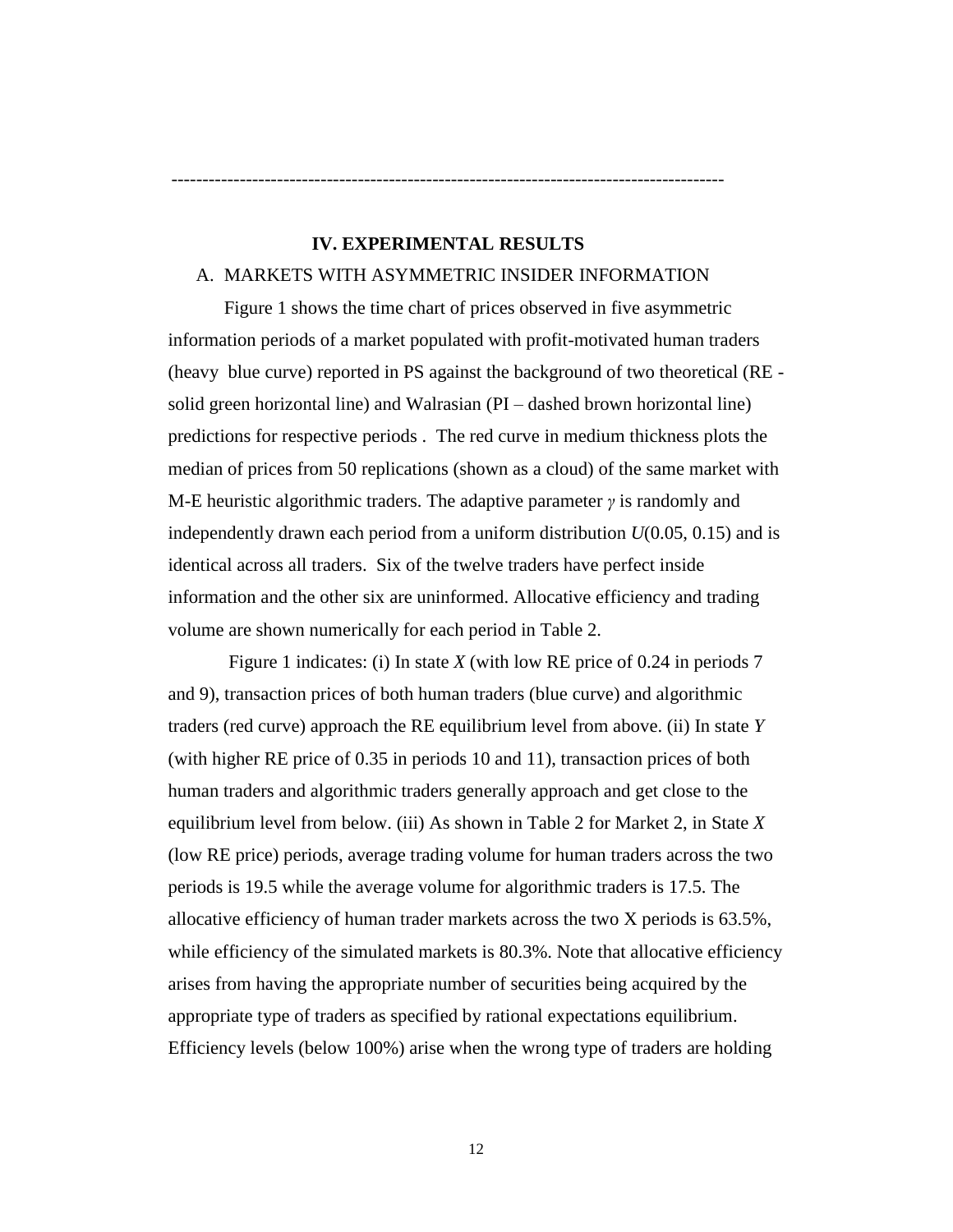-------------------------------------------------------------------------------------------

## IV. EXPERIMENTAL RESULTS

### A. MARKETS WITH ASYMMETRIC INSIDER INFORMATION

Figure 1 shows the time chart of prices observed in five asymmetric information periods of a market populated with profit-motivated human traders (heavy blue curve) reported in PS against the background of two theoretical (RE - solid green horizontal line) and Walrasian (PI – dashed brown horizontal line) predictions for respective periods . The red curve in medium thickness plots the median of prices from 50 replications (shown as a cloud) of the same market with M-E heuristic algorithmic traders. The adaptive parameter $\gamma$ is randomly and independently drawn each period from a uniform distribution $U(0.05, 0.15)$ and is identical across all traders. Six of the twelve traders have perfect inside information and the other six are uninformed. Allocative efficiency and trading volume are shown numerically for each period in Table 2.

Figure 1 indicates: (i) In state *X* (with low RE price of 0.24 in periods 7 and 9), transaction prices of both human traders (blue curve) and algorithmic traders (red curve) approach the RE equilibrium level from above. (ii) In state *Y* (with higher RE price of 0.35 in periods 10 and 11), transaction prices of both human traders and algorithmic traders generally approach and get close to the equilibrium level from below. (iii) As shown in Table 2 for Market 2, in State *X* (low RE price) periods, average trading volume for human traders across the two periods is 19.5 while the average volume for algorithmic traders is 17.5. The allocative efficiency of human trader markets across the two X periods is 63.5%, while efficiency of the simulated markets is 80.3%. Note that allocative efficiency arises from having the appropriate number of securities being acquired by the appropriate type of traders as specified by rational expectations equilibrium. Efficiency levels (below 100%) arise when the wrong type of traders are holding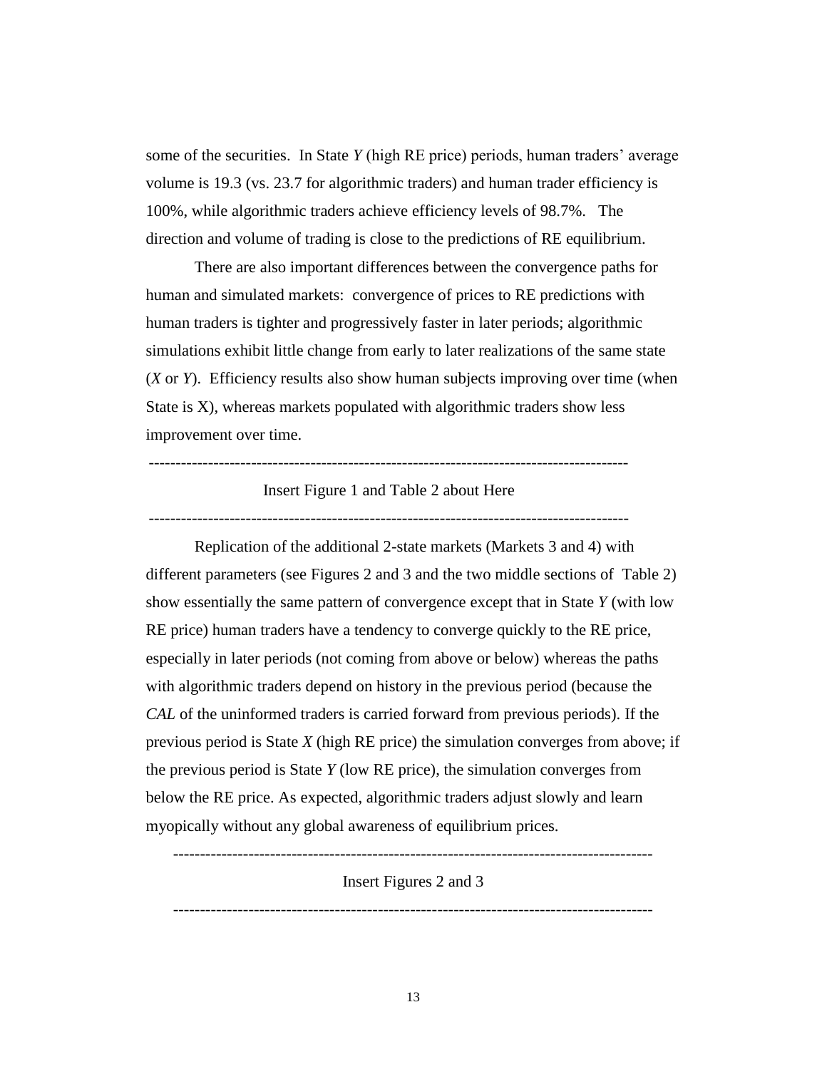some of the securities. In State *Y* (high RE price) periods, human traders' average volume is 19.3 (vs. 23.7 for algorithmic traders) and human trader efficiency is 100%, while algorithmic traders achieve efficiency levels of 98.7%. The direction and volume of trading is close to the predictions of RE equilibrium.

There are also important differences between the convergence paths for human and simulated markets: convergence of prices to RE predictions with human traders is tighter and progressively faster in later periods; algorithmic simulations exhibit little change from early to later realizations of the same state (*X* or *Y*). Efficiency results also show human subjects improving over time (when State is X), whereas markets populated with algorithmic traders show less improvement over time.

---

Insert Figure 1 and Table 2 about Here

---

Replication of the additional 2-state markets (Markets 3 and 4) with different parameters (see Figures 2 and 3 and the two middle sections of Table 2) show essentially the same pattern of convergence except that in State *Y* (with low RE price) human traders have a tendency to converge quickly to the RE price, especially in later periods (not coming from above or below) whereas the paths with algorithmic traders depend on history in the previous period (because the *CAL* of the uninformed traders is carried forward from previous periods). If the previous period is State *X* (high RE price) the simulation converges from above; if the previous period is State *Y* (low RE price), the simulation converges from below the RE price. As expected, algorithmic traders adjust slowly and learn myopically without any global awareness of equilibrium prices.

---

Insert Figures 2 and 3

---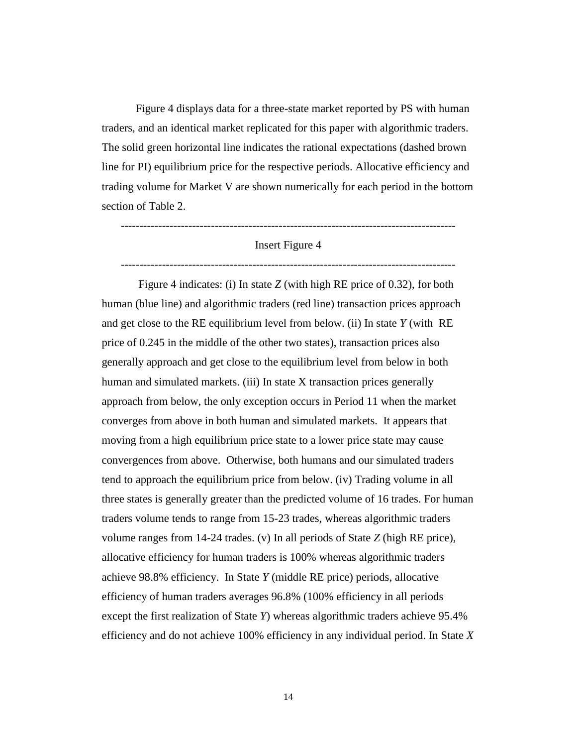Figure 4 displays data for a three-state market reported by PS with human traders, and an identical market replicated for this paper with algorithmic traders. The solid green horizontal line indicates the rational expectations (dashed brown line for PI) equilibrium price for the respective periods. Allocative efficiency and trading volume for Market V are shown numerically for each period in the bottom section of Table 2.

-------------------------------------------------------------------------------------------

Insert Figure 4

-------------------------------------------------------------------------------------------

Figure 4 indicates: (i) In state *Z* (with high RE price of 0.32), for both human (blue line) and algorithmic traders (red line) transaction prices approach and get close to the RE equilibrium level from below. (ii) In state *Y* (with RE price of 0.245 in the middle of the other two states), transaction prices also generally approach and get close to the equilibrium level from below in both human and simulated markets. (iii) In state X transaction prices generally approach from below, the only exception occurs in Period 11 when the market converges from above in both human and simulated markets. It appears that moving from a high equilibrium price state to a lower price state may cause convergences from above. Otherwise, both humans and our simulated traders tend to approach the equilibrium price from below. (iv) Trading volume in all three states is generally greater than the predicted volume of 16 trades. For human traders volume tends to range from 15-23 trades, whereas algorithmic traders volume ranges from 14-24 trades. (v) In all periods of State *Z* (high RE price), allocative efficiency for human traders is 100% whereas algorithmic traders achieve 98.8% efficiency. In State *Y* (middle RE price) periods, allocative efficiency of human traders averages 96.8% (100% efficiency in all periods except the first realization of State *Y*) whereas algorithmic traders achieve 95.4% efficiency and do not achieve 100% efficiency in any individual period. In State *X*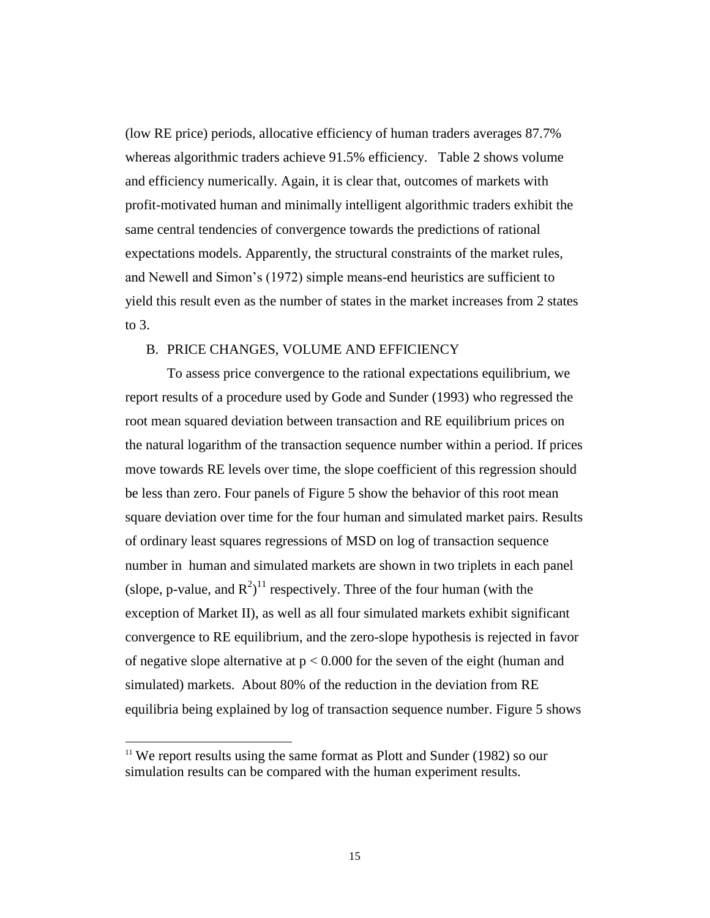(low RE price) periods, allocative efficiency of human traders averages 87.7% whereas algorithmic traders achieve 91.5% efficiency. Table 2 shows volume and efficiency numerically. Again, it is clear that, outcomes of markets with profit-motivated human and minimally intelligent algorithmic traders exhibit the same central tendencies of convergence towards the predictions of rational expectations models. Apparently, the structural constraints of the market rules, and Newell and Simon's (1972) simple means-end heuristics are sufficient to yield this result even as the number of states in the market increases from 2 states to 3.

B. PRICE CHANGES, VOLUME AND EFFICIENCY

To assess price convergence to the rational expectations equilibrium, we report results of a procedure used by Gode and Sunder (1993) who regressed the root mean squared deviation between transaction and RE equilibrium prices on the natural logarithm of the transaction sequence number within a period. If prices move towards RE levels over time, the slope coefficient of this regression should be less than zero. Four panels of Figure 5 show the behavior of this root mean square deviation over time for the four human and simulated market pairs. Results of ordinary least squares regressions of MSD on log of transaction sequence number in human and simulated markets are shown in two triplets in each panel (slope, p-value, and $R^2$)[11] respectively. Three of the four human (with the exception of Market II), as well as all four simulated markets exhibit significant convergence to RE equilibrium, and the zero-slope hypothesis is rejected in favor of negative slope alternative at $p < 0.000$ for the seven of the eight (human and simulated) markets. About 80% of the reduction in the deviation from RE equilibria being explained by log of transaction sequence number. Figure 5 shows

[11] We report results using the same format as Plott and Sunder (1982) so our simulation results can be compared with the human experiment results.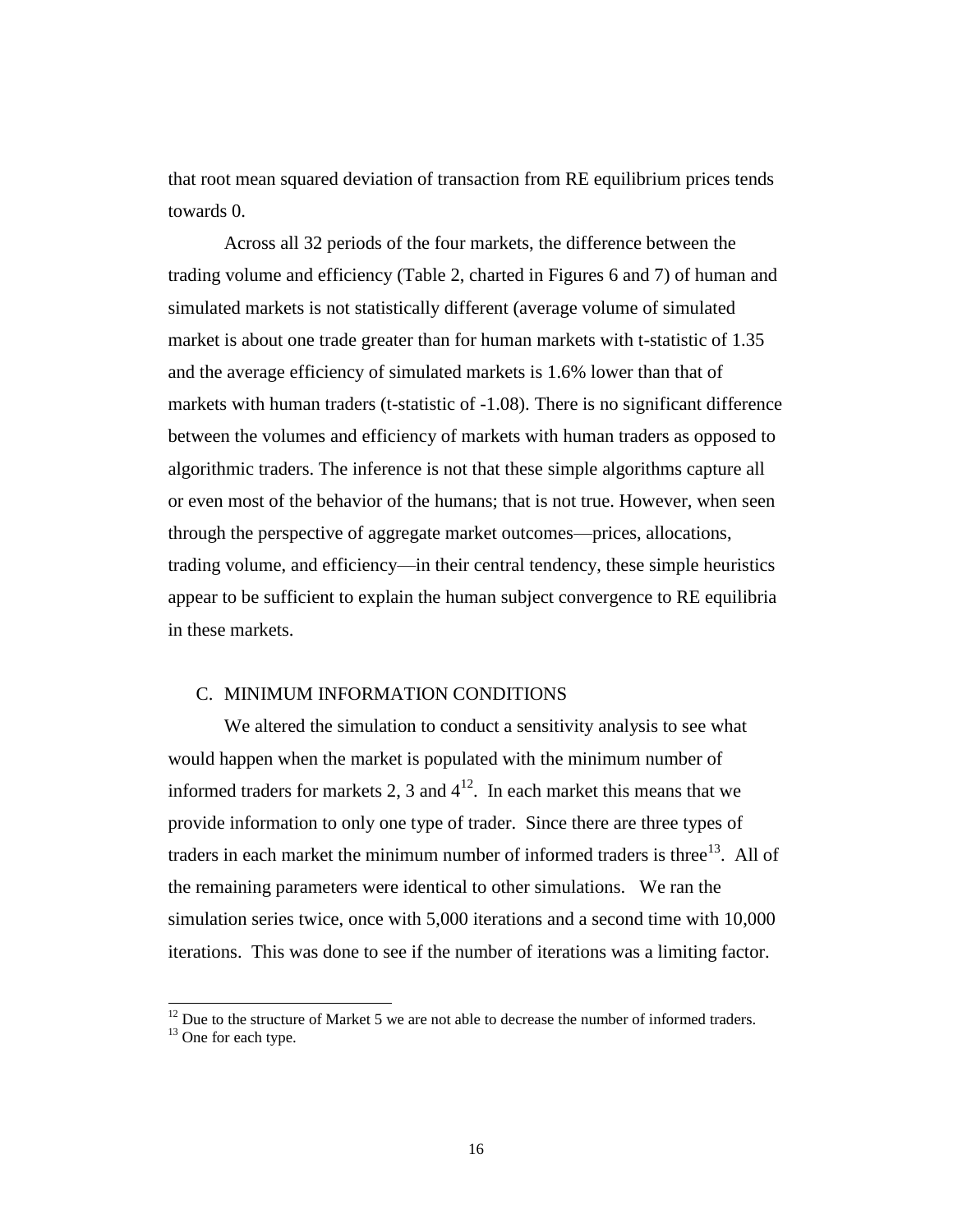that root mean squared deviation of transaction from RE equilibrium prices tends towards 0.

Across all 32 periods of the four markets, the difference between the trading volume and efficiency (Table 2, charted in Figures 6 and 7) of human and simulated markets is not statistically different (average volume of simulated market is about one trade greater than for human markets with t-statistic of 1.35 and the average efficiency of simulated markets is 1.6% lower than that of markets with human traders (t-statistic of -1.08). There is no significant difference between the volumes and efficiency of markets with human traders as opposed to algorithmic traders. The inference is not that these simple algorithms capture all or even most of the behavior of the humans; that is not true. However, when seen through the perspective of aggregate market outcomes—prices, allocations, trading volume, and efficiency—in their central tendency, these simple heuristics appear to be sufficient to explain the human subject convergence to RE equilibria in these markets.

### C. MINIMUM INFORMATION CONDITIONS

We altered the simulation to conduct a sensitivity analysis to see what would happen when the market is populated with the minimum number of informed traders for markets 2, 3 and 4[12]. In each market this means that we provide information to only one type of trader. Since there are three types of traders in each market the minimum number of informed traders is three[13]. All of the remaining parameters were identical to other simulations. We ran the simulation series twice, once with 5,000 iterations and a second time with 10,000 iterations. This was done to see if the number of iterations was a limiting factor.

[12] Due to the structure of Market 5 we are not able to decrease the number of informed traders.

[13] One for each type.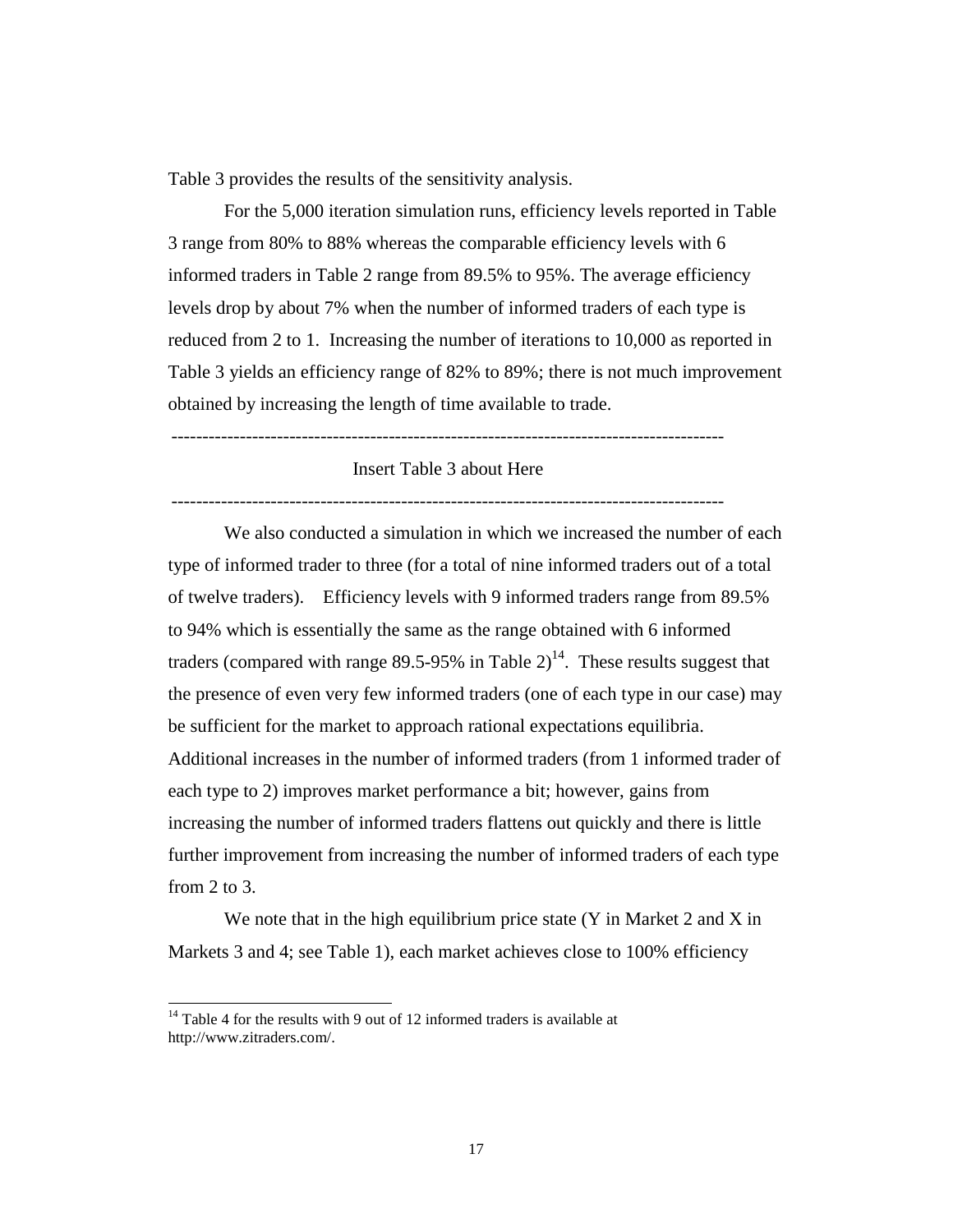Table 3 provides the results of the sensitivity analysis.

For the 5,000 iteration simulation runs, efficiency levels reported in Table 3 range from 80% to 88% whereas the comparable efficiency levels with 6 informed traders in Table 2 range from 89.5% to 95%. The average efficiency levels drop by about 7% when the number of informed traders of each type is reduced from 2 to 1. Increasing the number of iterations to 10,000 as reported in Table 3 yields an efficiency range of 82% to 89%; there is not much improvement obtained by increasing the length of time available to trade.

---

Insert Table 3 about Here

---

We also conducted a simulation in which we increased the number of each type of informed trader to three (for a total of nine informed traders out of a total of twelve traders). Efficiency levels with 9 informed traders range from 89.5% to 94% which is essentially the same as the range obtained with 6 informed traders (compared with range 89.5-95% in Table 2)[14]. These results suggest that the presence of even very few informed traders (one of each type in our case) may be sufficient for the market to approach rational expectations equilibria. Additional increases in the number of informed traders (from 1 informed trader of each type to 2) improves market performance a bit; however, gains from increasing the number of informed traders flattens out quickly and there is little further improvement from increasing the number of informed traders of each type from 2 to 3.

We note that in the high equilibrium price state (Y in Market 2 and X in Markets 3 and 4; see Table 1), each market achieves close to 100% efficiency

[14] Table 4 for the results with 9 out of 12 informed traders is available at http://www.zitraders.com/.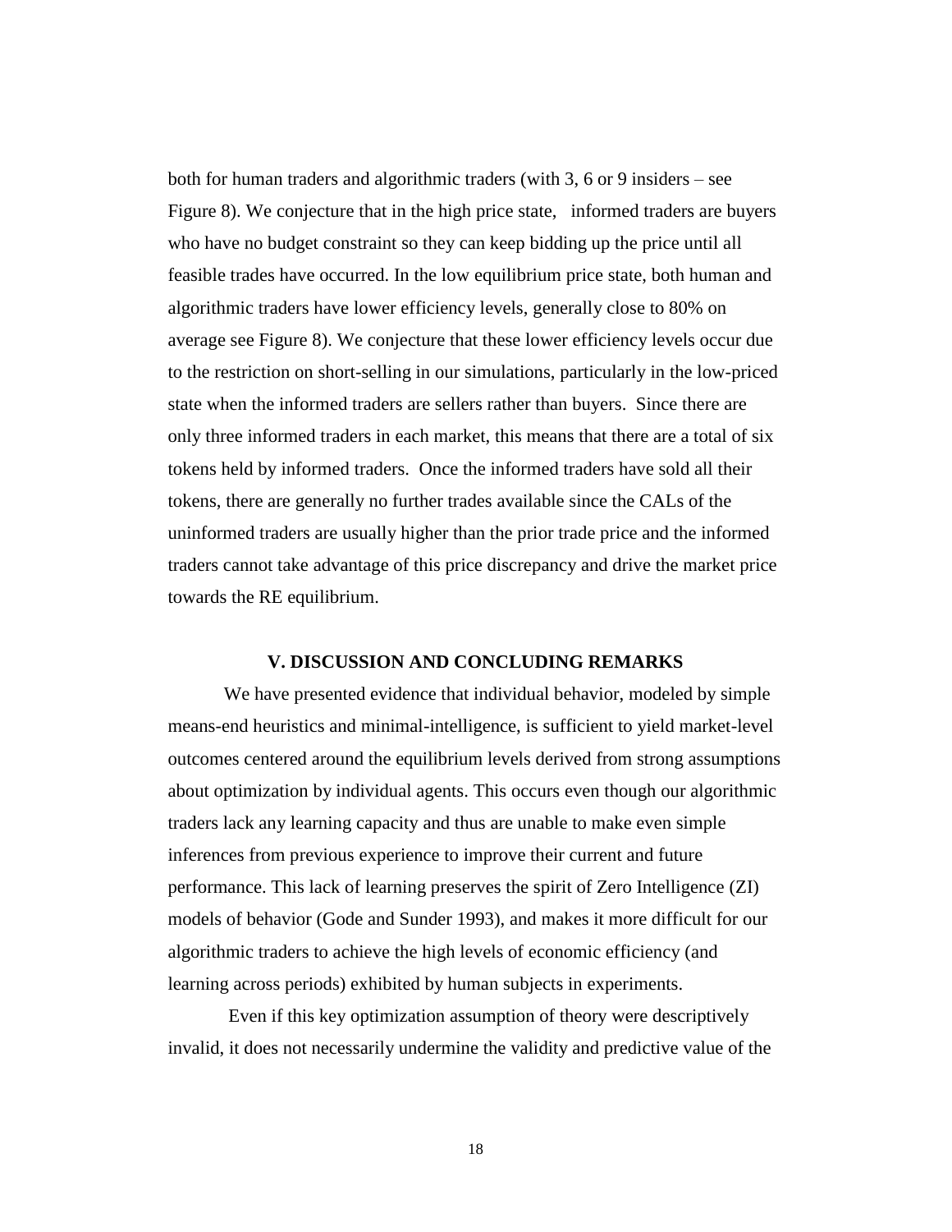both for human traders and algorithmic traders (with 3, 6 or 9 insiders – see Figure 8). We conjecture that in the high price state, informed traders are buyers who have no budget constraint so they can keep bidding up the price until all feasible trades have occurred. In the low equilibrium price state, both human and algorithmic traders have lower efficiency levels, generally close to 80% on average see Figure 8). We conjecture that these lower efficiency levels occur due to the restriction on short-selling in our simulations, particularly in the low-priced state when the informed traders are sellers rather than buyers. Since there are only three informed traders in each market, this means that there are a total of six tokens held by informed traders. Once the informed traders have sold all their tokens, there are generally no further trades available since the CALs of the uninformed traders are usually higher than the prior trade price and the informed traders cannot take advantage of this price discrepancy and drive the market price towards the RE equilibrium.

## V. DISCUSSION AND CONCLUDING REMARKS

We have presented evidence that individual behavior, modeled by simple means-end heuristics and minimal-intelligence, is sufficient to yield market-level outcomes centered around the equilibrium levels derived from strong assumptions about optimization by individual agents. This occurs even though our algorithmic traders lack any learning capacity and thus are unable to make even simple inferences from previous experience to improve their current and future performance. This lack of learning preserves the spirit of Zero Intelligence (ZI) models of behavior (Gode and Sunder 1993), and makes it more difficult for our algorithmic traders to achieve the high levels of economic efficiency (and learning across periods) exhibited by human subjects in experiments.

Even if this key optimization assumption of theory were descriptively invalid, it does not necessarily undermine the validity and predictive value of the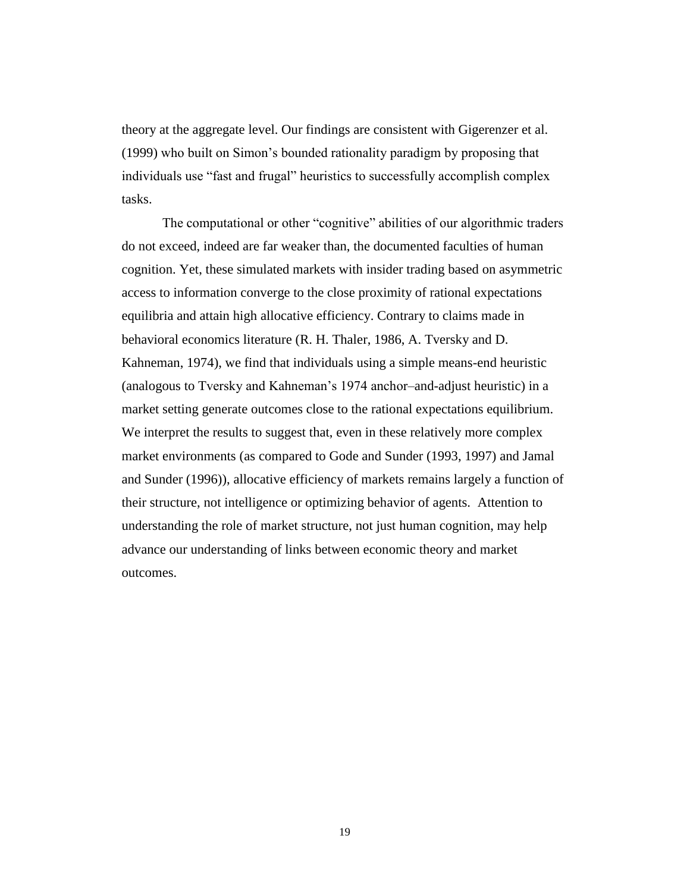theory at the aggregate level. Our findings are consistent with Gigerenzer et al. (1999) who built on Simon's bounded rationality paradigm by proposing that individuals use "fast and frugal" heuristics to successfully accomplish complex tasks.

The computational or other "cognitive" abilities of our algorithmic traders do not exceed, indeed are far weaker than, the documented faculties of human cognition. Yet, these simulated markets with insider trading based on asymmetric access to information converge to the close proximity of rational expectations equilibria and attain high allocative efficiency. Contrary to claims made in behavioral economics literature (R. H. Thaler, 1986, A. Tversky and D. Kahneman, 1974), we find that individuals using a simple means-end heuristic (analogous to Tversky and Kahneman's 1974 anchor–and-adjust heuristic) in a market setting generate outcomes close to the rational expectations equilibrium. We interpret the results to suggest that, even in these relatively more complex market environments (as compared to Gode and Sunder (1993, 1997) and Jamal and Sunder (1996)), allocative efficiency of markets remains largely a function of their structure, not intelligence or optimizing behavior of agents. Attention to understanding the role of market structure, not just human cognition, may help advance our understanding of links between economic theory and market outcomes.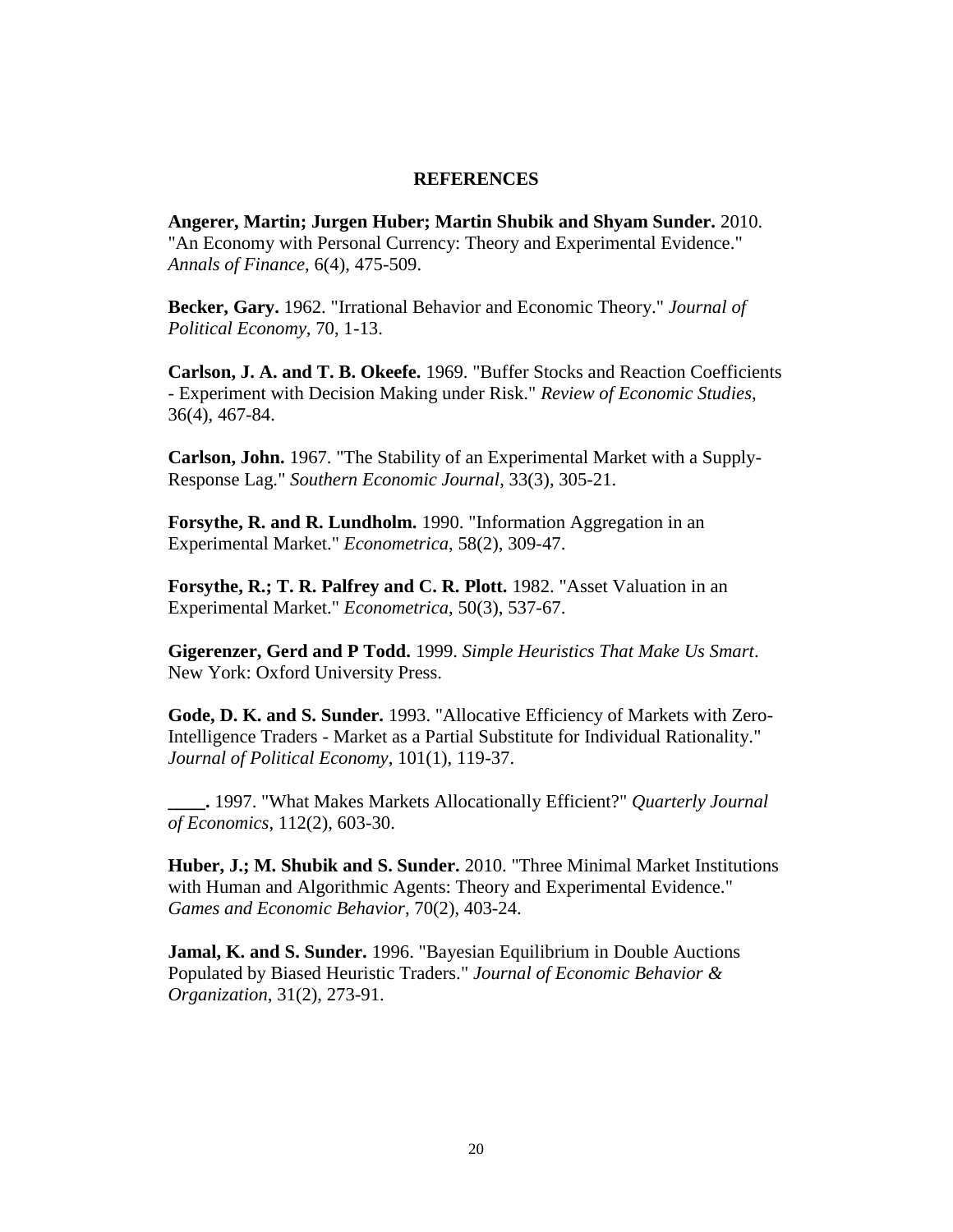## REFERENCES

**Angerer, Martin; Jurgen Huber; Martin Shubik and Shyam Sunder.** 2010. "An Economy with Personal Currency: Theory and Experimental Evidence." *Annals of Finance*, 6(4), 475-509.

**Becker, Gary.** 1962. "Irrational Behavior and Economic Theory." *Journal of Political Economy*, 70, 1-13.

**Carlson, J. A. and T. B. Okeefe.** 1969. "Buffer Stocks and Reaction Coefficients - Experiment with Decision Making under Risk." *Review of Economic Studies*, 36(4), 467-84.

**Carlson, John.** 1967. "The Stability of an Experimental Market with a Supply-Response Lag." *Southern Economic Journal*, 33(3), 305-21.

**Forsythe, R. and R. Lundholm.** 1990. "Information Aggregation in an Experimental Market." *Econometrica*, 58(2), 309-47.

**Forsythe, R.; T. R. Palfrey and C. R. Plott.** 1982. "Asset Valuation in an Experimental Market." *Econometrica*, 50(3), 537-67.

**Gigerenzer, Gerd and P Todd.** 1999. *Simple Heuristics That Make Us Smart*. New York: Oxford University Press.

**Gode, D. K. and S. Sunder.** 1993. "Allocative Efficiency of Markets with Zero-Intelligence Traders - Market as a Partial Substitute for Individual Rationality." *Journal of Political Economy*, 101(1), 119-37.

**\_\_\_\_.** 1997. "What Makes Markets Allocationally Efficient?" *Quarterly Journal of Economics*, 112(2), 603-30.

**Huber, J.; M. Shubik and S. Sunder.** 2010. "Three Minimal Market Institutions with Human and Algorithmic Agents: Theory and Experimental Evidence." *Games and Economic Behavior*, 70(2), 403-24.

**Jamal, K. and S. Sunder.** 1996. "Bayesian Equilibrium in Double Auctions Populated by Biased Heuristic Traders." *Journal of Economic Behavior & Organization*, 31(2), 273-91.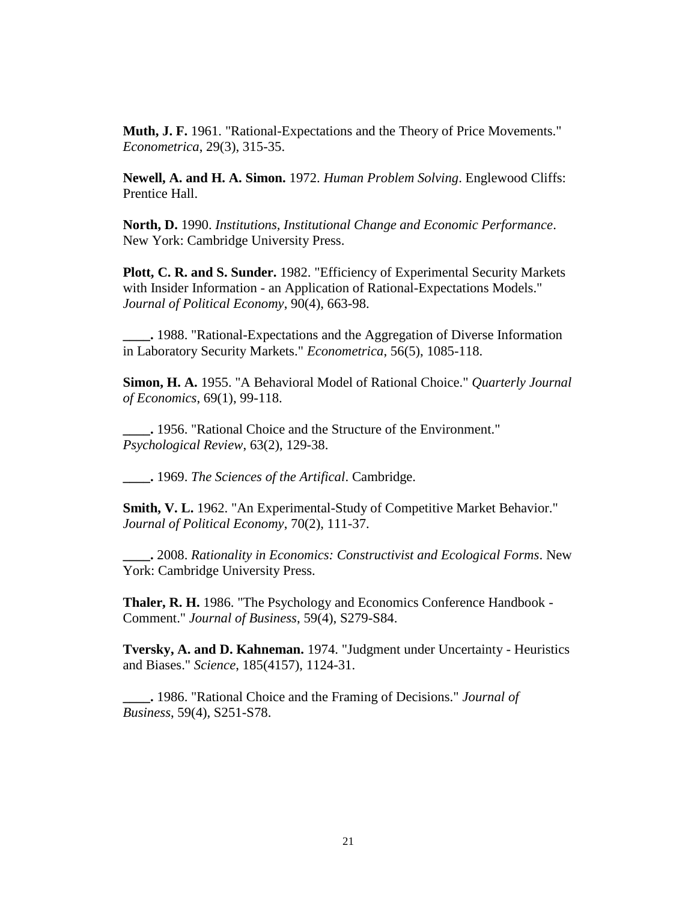**Muth, J. F.** 1961. "Rational-Expectations and the Theory of Price Movements." *Econometrica*, 29(3), 315-35.

**Newell, A. and H. A. Simon.** 1972. *Human Problem Solving*. Englewood Cliffs: Prentice Hall.

**North, D.** 1990. *Institutions, Institutional Change and Economic Performance*. New York: Cambridge University Press.

**Plott, C. R. and S. Sunder.** 1982. "Efficiency of Experimental Security Markets with Insider Information - an Application of Rational-Expectations Models." *Journal of Political Economy*, 90(4), 663-98.

**____.** 1988. "Rational-Expectations and the Aggregation of Diverse Information in Laboratory Security Markets." *Econometrica*, 56(5), 1085-118.

**Simon, H. A.** 1955. "A Behavioral Model of Rational Choice." *Quarterly Journal of Economics*, 69(1), 99-118.

**____.** 1956. "Rational Choice and the Structure of the Environment." *Psychological Review*, 63(2), 129-38.

**____.** 1969. *The Sciences of the Artifical*. Cambridge.

**Smith, V. L.** 1962. "An Experimental-Study of Competitive Market Behavior." *Journal of Political Economy*, 70(2), 111-37.

**____.** 2008. *Rationality in Economics: Constructivist and Ecological Forms*. New York: Cambridge University Press.

**Thaler, R. H.** 1986. "The Psychology and Economics Conference Handbook - Comment." *Journal of Business*, 59(4), S279-S84.

**Tversky, A. and D. Kahneman.** 1974. "Judgment under Uncertainty - Heuristics and Biases." *Science*, 185(4157), 1124-31.

**____.** 1986. "Rational Choice and the Framing of Decisions." *Journal of Business*, 59(4), S251-S78.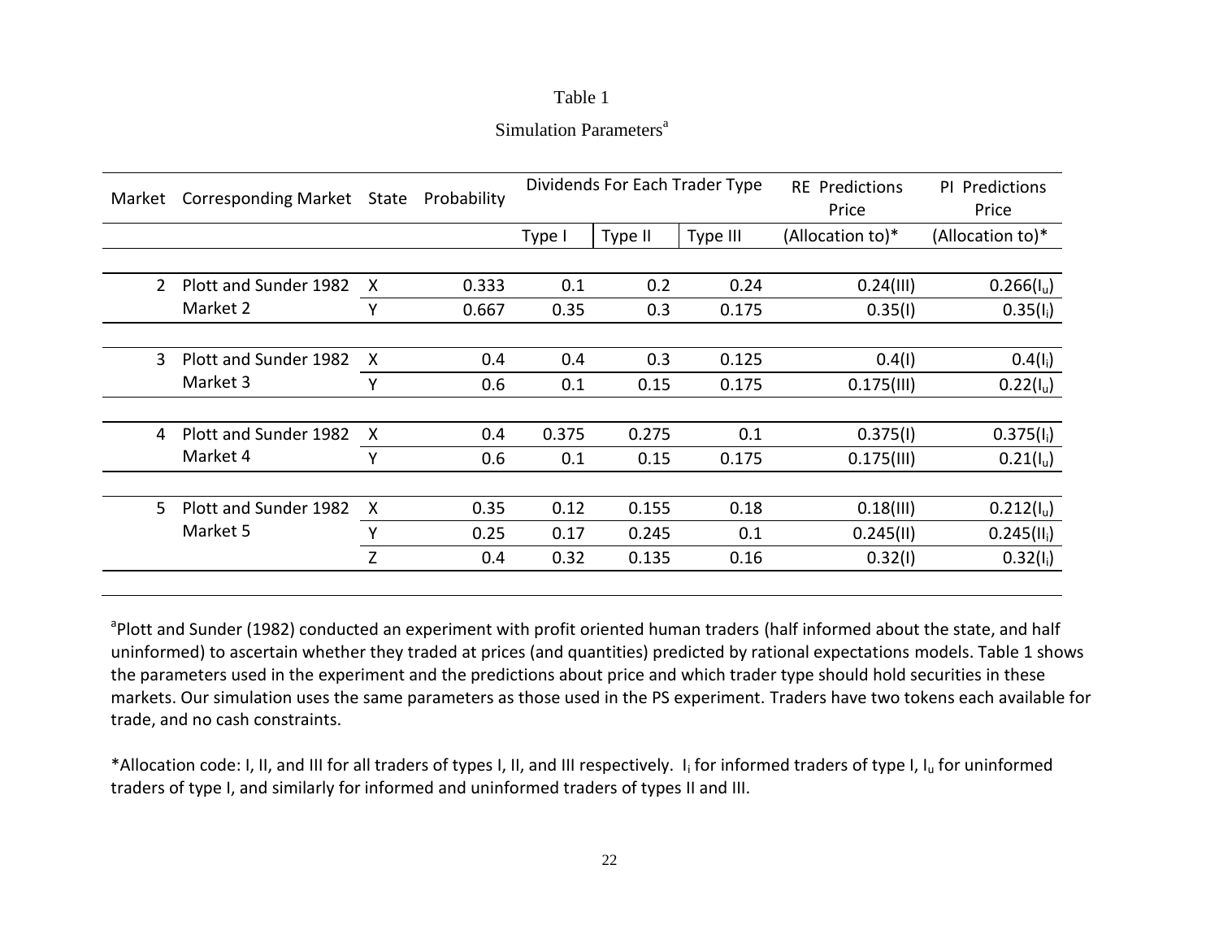Table 1

Simulation Parameters[a]

| Market | Corresponding Market | State | Probability | Dividends For Each Trader Type | | | RE Predictions Price | PI Predictions Price |
|---|---|---|---|---|---|---|---|---|
| | | | | Type I | Type II | Type III | (Allocation to)* | (Allocation to)* |
| 2 | Plott and Sunder 1982 Market 2 | X | 0.333 | 0.1 | 0.2 | 0.24 | 0.24(III) | 0.266($I_u$) |
| | | Y | 0.667 | 0.35 | 0.3 | 0.175 | 0.35(I) | 0.35($I_i$) |
| 3 | Plott and Sunder 1982 Market 3 | X | 0.4 | 0.4 | 0.3 | 0.125 | 0.4(I) | 0.4($I_i$) |
| | | Y | 0.6 | 0.1 | 0.15 | 0.175 | 0.175(III) | 0.22($I_u$) |
| 4 | Plott and Sunder 1982 Market 4 | X | 0.4 | 0.375 | 0.275 | 0.1 | 0.375(I) | 0.375($I_i$) |
| | | Y | 0.6 | 0.1 | 0.15 | 0.175 | 0.175(III) | 0.21($I_u$) |
| 5 | Plott and Sunder 1982 Market 5 | X | 0.35 | 0.12 | 0.155 | 0.18 | 0.18(III) | 0.212($I_u$) |
| | | Y | 0.25 | 0.17 | 0.245 | 0.1 | 0.245(II) | 0.245($II_i$) |
| | | Z | 0.4 | 0.32 | 0.135 | 0.16 | 0.32(I) | 0.32($I_i$) |

[a]Plott and Sunder (1982) conducted an experiment with profit oriented human traders (half informed about the state, and half uninformed) to ascertain whether they traded at prices (and quantities) predicted by rational expectations models. Table 1 shows the parameters used in the experiment and the predictions about price and which trader type should hold securities in these markets. Our simulation uses the same parameters as those used in the PS experiment. Traders have two tokens each available for trade, and no cash constraints.

*Allocation code: I, II, and III for all traders of types I, II, and III respectively. $I_i$ for informed traders of type I, $I_u$ for uninformed traders of type I, and similarly for informed and uninformed traders of types II and III.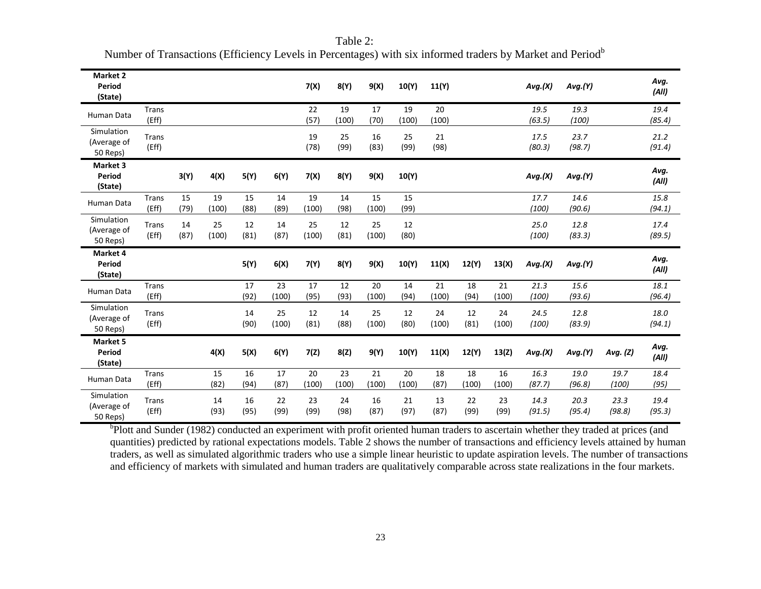Table 2:
Number of Transactions (Efficiency Levels in Percentages) with six informed traders by Market and Period[b]

| **Market 2 Period (State)** | | | | | | **7(X)** | **8(Y)** | **9(X)** | **10(Y)** | **11(Y)** | | | ***Avg.(X)*** | ***Avg.(Y)*** | | ***Avg. (All)*** |
|---|---|---|---|---|---|---|---|---|---|---|---|---|---|---|---|---|
| Human Data | Trans (Eff) | | | | | 22 (57) | 19 (100) | 17 (70) | 19 (100) | 20 (100) | | | *19.5 (63.5)* | *19.3 (100)* | | *19.4 (85.4)* |
| Simulation (Average of 50 Reps) | Trans (Eff) | | | | | 19 (78) | 25 (99) | 16 (83) | 25 (99) | 21 (98) | | | *17.5 (80.3)* | *23.7 (98.7)* | | *21.2 (91.4)* |
| **Market 3 Period (State)** | | **3(Y)** | **4(X)** | **5(Y)** | **6(Y)** | **7(X)** | **8(Y)** | **9(X)** | **10(Y)** | | | | ***Avg.(X)*** | ***Avg.(Y)*** | | ***Avg. (All)*** |
| Human Data | Trans (Eff) | 15 (79) | 19 (100) | 15 (88) | 14 (89) | 19 (100) | 14 (98) | 15 (100) | 15 (99) | | | | *17.7 (100)* | *14.6 (90.6)* | | *15.8 (94.1)* |
| Simulation (Average of 50 Reps) | Trans (Eff) | 14 (87) | 25 (100) | 12 (81) | 14 (87) | 25 (100) | 12 (81) | 25 (100) | 12 (80) | | | | *25.0 (100)* | *12.8 (83.3)* | | *17.4 (89.5)* |
| **Market 4 Period (State)** | | | | **5(Y)** | **6(X)** | **7(Y)** | **8(Y)** | **9(X)** | **10(Y)** | **11(X)** | **12(Y)** | **13(X)** | ***Avg.(X)*** | ***Avg.(Y)*** | | ***Avg. (All)*** |
| Human Data | Trans (Eff) | | | 17 (92) | 23 (100) | 17 (95) | 12 (93) | 20 (100) | 14 (94) | 21 (100) | 18 (94) | 21 (100) | *21.3 (100)* | *15.6 (93.6)* | | *18.1 (96.4)* |
| Simulation (Average of 50 Reps) | Trans (Eff) | | | 14 (90) | 25 (100) | 12 (81) | 14 (88) | 25 (100) | 12 (80) | 24 (100) | 12 (81) | 24 (100) | *24.5 (100)* | *12.8 (83.9)* | | *18.0 (94.1)* |
| **Market 5 Period (State)** | | | **4(X)** | **5(X)** | **6(Y)** | **7(Z)** | **8(Z)** | **9(Y)** | **10(Y)** | **11(X)** | **12(Y)** | **13(Z)** | ***Avg.(X)*** | ***Avg.(Y)*** | ***Avg. (Z)*** | ***Avg. (All)*** |
| Human Data | Trans (Eff) | | 15 (82) | 16 (94) | 17 (87) | 20 (100) | 23 (100) | 21 (100) | 20 (100) | 18 (87) | 18 (100) | 16 (100) | *16.3 (87.7)* | *19.0 (96.8)* | *19.7 (100)* | *18.4 (95)* |
| Simulation (Average of 50 Reps) | Trans (Eff) | | 14 (93) | 16 (95) | 22 (99) | 23 (99) | 24 (98) | 16 (87) | 21 (97) | 13 (87) | 22 (99) | 23 (99) | *14.3 (91.5)* | *20.3 (95.4)* | *23.3 (98.8)* | *19.4 (95.3)* |

[b]Plott and Sunder (1982) conducted an experiment with profit oriented human traders to ascertain whether they traded at prices (and quantities) predicted by rational expectations models. Table 2 shows the number of transactions and efficiency levels attained by human traders, as well as simulated algorithmic traders who use a simple linear heuristic to update aspiration levels. The number of transactions and efficiency of markets with simulated and human traders are qualitatively comparable across state realizations in the four markets.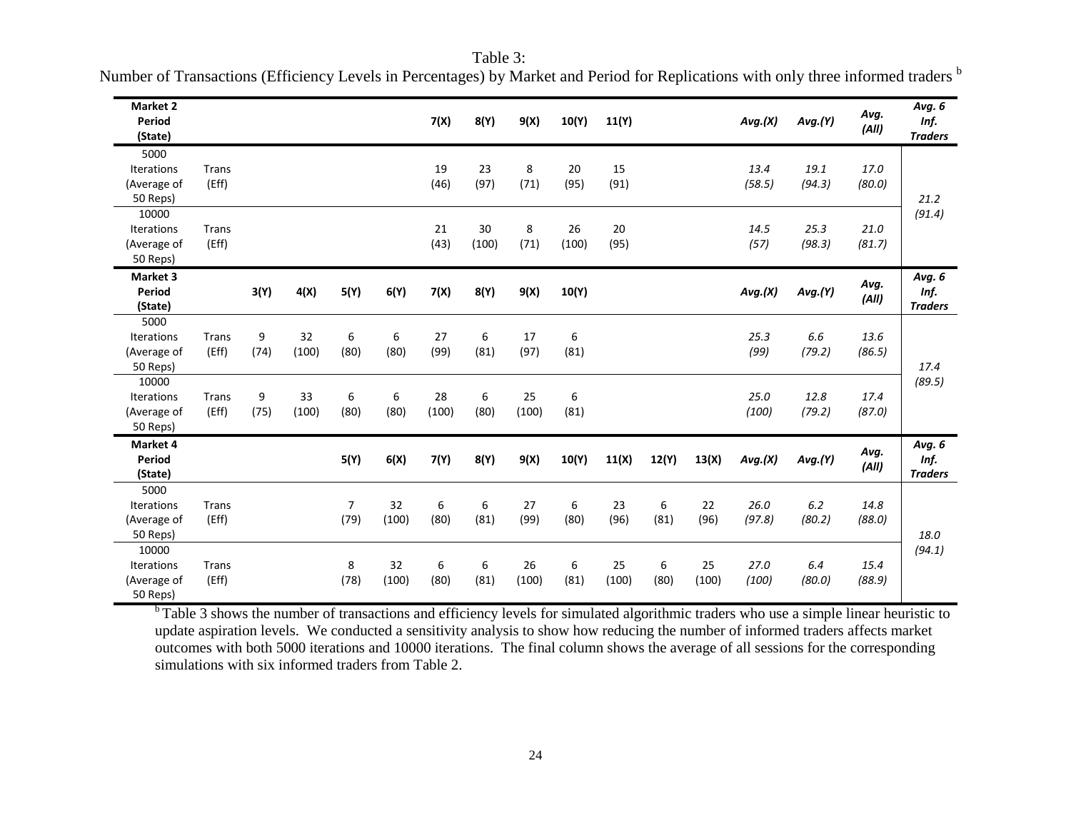Table 3:
Number of Transactions (Efficiency Levels in Percentages) by Market and Period for Replications with only three informed traders [b]

| **Market 2 Period (State)** | | | | | | **7(X)** | **8(Y)** | **9(X)** | **10(Y)** | **11(Y)** | | | ***Avg.(X)*** | ***Avg.(Y)*** | ***Avg. (All)*** | ***Avg. 6 Inf. Traders*** |
|---|---|---|---|---|---|---|---|---|---|---|---|---|---|---|---|---|
| 5000 Iterations (Average of 50 Reps) | Trans (Eff) | | | | | 19 (46) | 23 (97) | 8 (71) | 20 (95) | 15 (91) | | | *13.4 (58.5)* | *19.1 (94.3)* | *17.0 (80.0)* | *21.2 (91.4)* |
| 10000 Iterations (Average of 50 Reps) | Trans (Eff) | | | | | 21 (43) | 30 (100) | 8 (71) | 26 (100) | 20 (95) | | | *14.5 (57)* | *25.3 (98.3)* | *21.0 (81.7)* | |
| **Market 3 Period (State)** | | **3(Y)** | **4(X)** | **5(Y)** | **6(Y)** | **7(X)** | **8(Y)** | **9(X)** | **10(Y)** | | | | ***Avg.(X)*** | ***Avg.(Y)*** | ***Avg. (All)*** | ***Avg. 6 Inf. Traders*** |
| 5000 Iterations (Average of 50 Reps) | Trans (Eff) | 9 (74) | 32 (100) | 6 (80) | 6 (80) | 27 (99) | 6 (81) | 17 (97) | 6 (81) | | | | *25.3 (99)* | *6.6 (79.2)* | *13.6 (86.5)* | *17.4 (89.5)* |
| 10000 Iterations (Average of 50 Reps) | Trans (Eff) | 9 (75) | 33 (100) | 6 (80) | 6 (80) | 28 (100) | 6 (80) | 25 (100) | 6 (81) | | | | *25.0 (100)* | *12.8 (79.2)* | *17.4 (87.0)* | |
| **Market 4 Period (State)** | | | | **5(Y)** | **6(X)** | **7(Y)** | **8(Y)** | **9(X)** | **10(Y)** | **11(X)** | **12(Y)** | **13(X)** | ***Avg.(X)*** | ***Avg.(Y)*** | ***Avg. (All)*** | ***Avg. 6 Inf. Traders*** |
| 5000 Iterations (Average of 50 Reps) | Trans (Eff) | | | 7 (79) | 32 (100) | 6 (80) | 6 (81) | 27 (99) | 6 (80) | 23 (96) | 6 (81) | 22 (96) | *26.0 (97.8)* | *6.2 (80.2)* | *14.8 (88.0)* | *18.0 (94.1)* |
| 10000 Iterations (Average of 50 Reps) | Trans (Eff) | | | 8 (78) | 32 (100) | 6 (80) | 6 (81) | 26 (100) | 6 (81) | 25 (100) | 6 (80) | 25 (100) | *27.0 (100)* | *6.4 (80.0)* | *15.4 (88.9)* | |

[b] Table 3 shows the number of transactions and efficiency levels for simulated algorithmic traders who use a simple linear heuristic to update aspiration levels. We conducted a sensitivity analysis to show how reducing the number of informed traders affects market outcomes with both 5000 iterations and 10000 iterations. The final column shows the average of all sessions for the corresponding simulations with six informed traders from Table 2.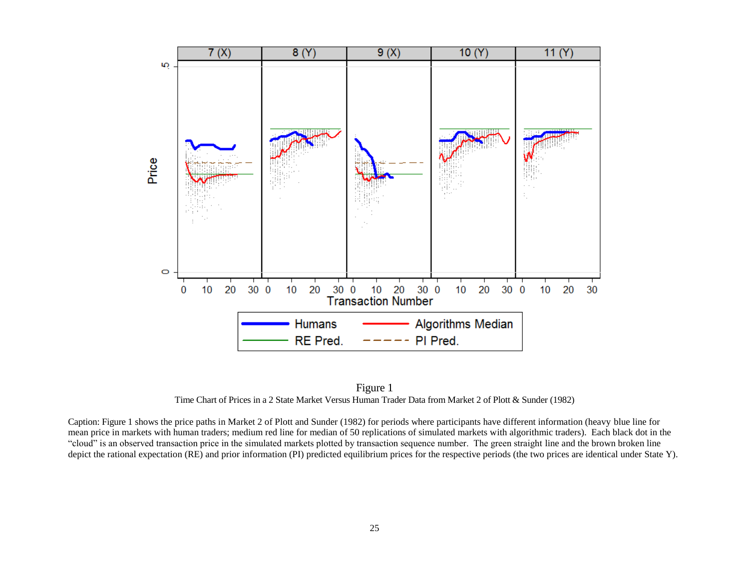Figure 1

Time Chart of Prices in a 2 State Market Versus Human Trader Data from Market 2 of Plott & Sunder (1982)

Caption: Figure 1 shows the price paths in Market 2 of Plott and Sunder (1982) for periods where participants have different information (heavy blue line for mean price in markets with human traders; medium red line for median of 50 replications of simulated markets with algorithmic traders). Each black dot in the "cloud" is an observed transaction price in the simulated markets plotted by transaction sequence number. The green straight line and the brown broken line depict the rational expectation (RE) and prior information (PI) predicted equilibrium prices for the respective periods (the two prices are identical under State Y).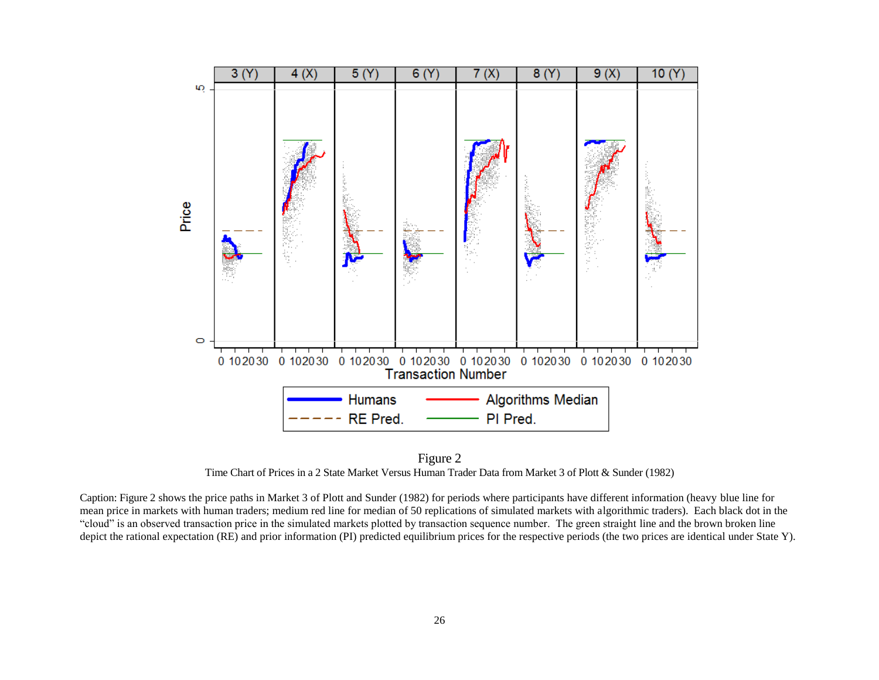Figure 2

Time Chart of Prices in a 2 State Market Versus Human Trader Data from Market 3 of Plott & Sunder (1982)

Caption: Figure 2 shows the price paths in Market 3 of Plott and Sunder (1982) for periods where participants have different information (heavy blue line for mean price in markets with human traders; medium red line for median of 50 replications of simulated markets with algorithmic traders). Each black dot in the "cloud" is an observed transaction price in the simulated markets plotted by transaction sequence number. The green straight line and the brown broken line depict the rational expectation (RE) and prior information (PI) predicted equilibrium prices for the respective periods (the two prices are identical under State Y).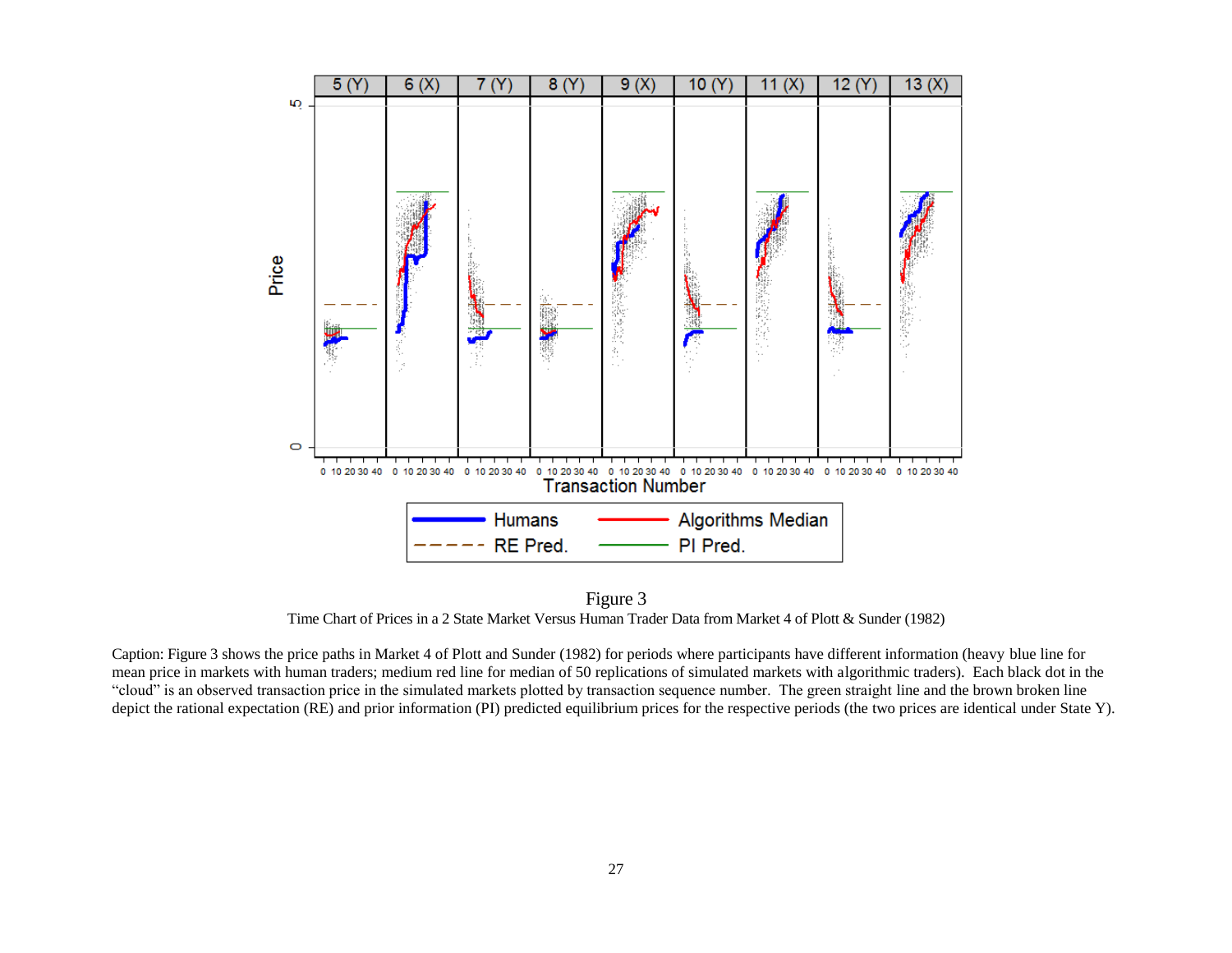Figure 3

Time Chart of Prices in a 2 State Market Versus Human Trader Data from Market 4 of Plott & Sunder (1982)

Caption: Figure 3 shows the price paths in Market 4 of Plott and Sunder (1982) for periods where participants have different information (heavy blue line for mean price in markets with human traders; medium red line for median of 50 replications of simulated markets with algorithmic traders). Each black dot in the "cloud" is an observed transaction price in the simulated markets plotted by transaction sequence number. The green straight line and the brown broken line depict the rational expectation (RE) and prior information (PI) predicted equilibrium prices for the respective periods (the two prices are identical under State Y).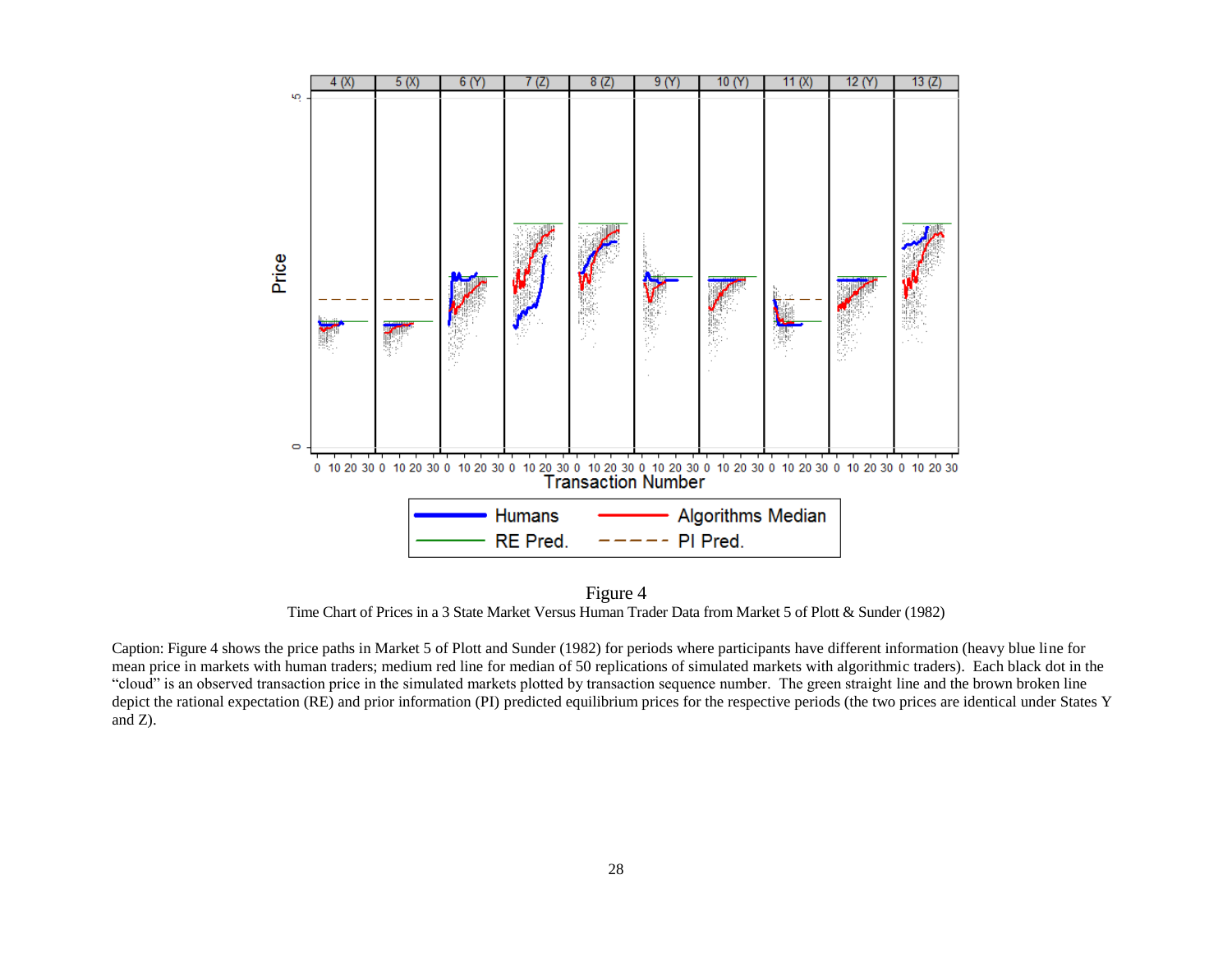Figure 4

Time Chart of Prices in a 3 State Market Versus Human Trader Data from Market 5 of Plott & Sunder (1982)

Caption: Figure 4 shows the price paths in Market 5 of Plott and Sunder (1982) for periods where participants have different information (heavy blue line for mean price in markets with human traders; medium red line for median of 50 replications of simulated markets with algorithmic traders). Each black dot in the "cloud" is an observed transaction price in the simulated markets plotted by transaction sequence number. The green straight line and the brown broken line depict the rational expectation (RE) and prior information (PI) predicted equilibrium prices for the respective periods (the two prices are identical under States Y and Z).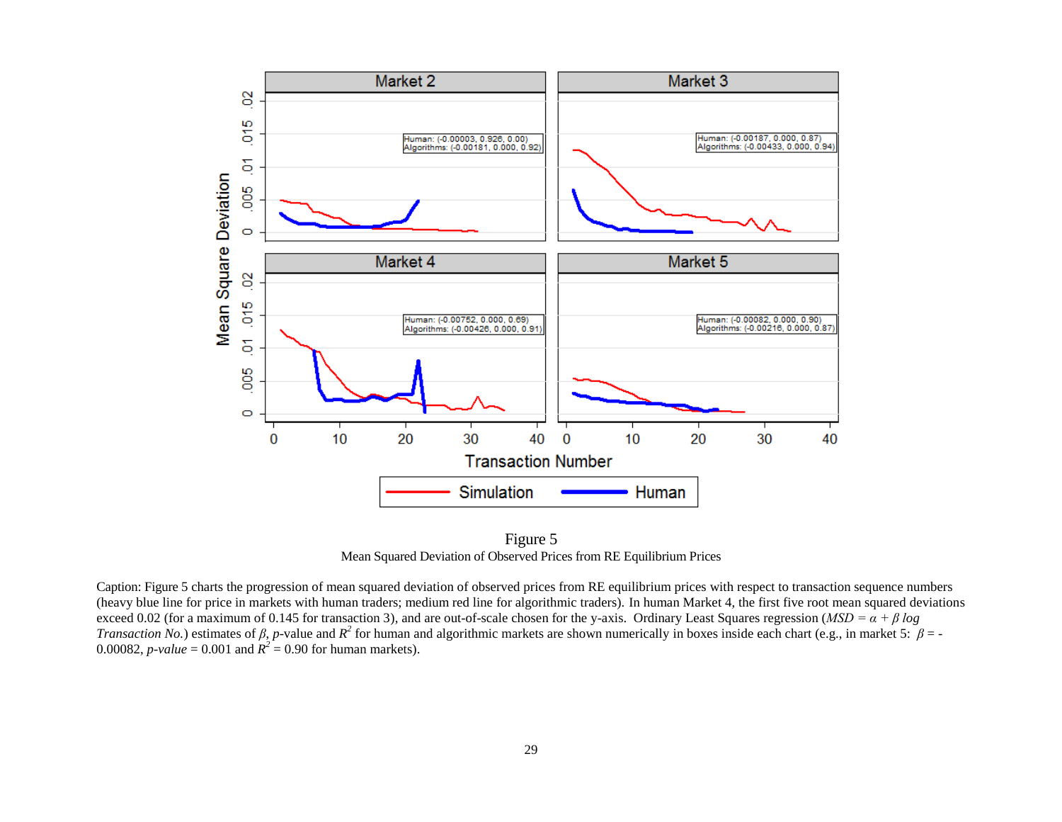Figure 5

Mean Squared Deviation of Observed Prices from RE Equilibrium Prices

Caption: Figure 5 charts the progression of mean squared deviation of observed prices from RE equilibrium prices with respect to transaction sequence numbers (heavy blue line for price in markets with human traders; medium red line for algorithmic traders). In human Market 4, the first five root mean squared deviations exceed 0.02 (for a maximum of 0.145 for transaction 3), and are out-of-scale chosen for the y-axis. Ordinary Least Squares regression ($MSD = \alpha + \beta \log$ *Transaction No.*) estimates of $\beta$, $p$-value and $R^2$ for human and algorithmic markets are shown numerically in boxes inside each chart (e.g., in market 5: $\beta = -0.00082$, *p-value* = 0.001 and $R^2 = 0.90$ for human markets).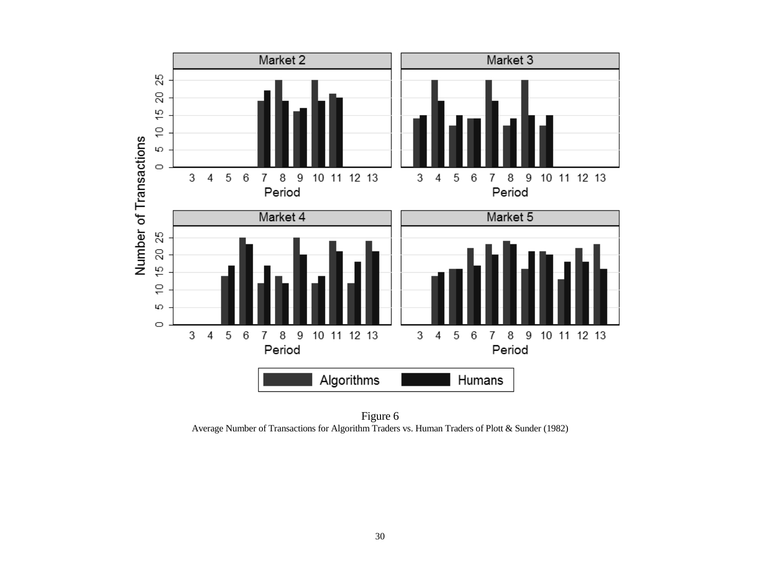Figure 6
Average Number of Transactions for Algorithm Traders vs. Human Traders of Plott & Sunder (1982)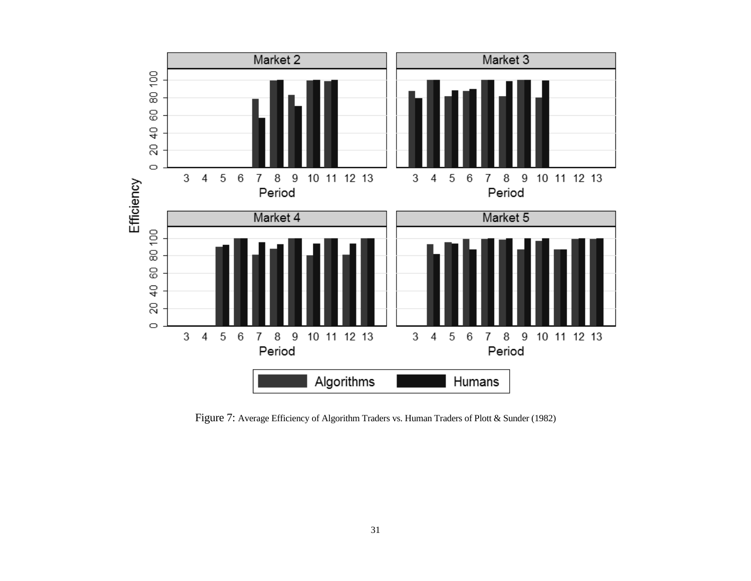Figure 7: Average Efficiency of Algorithm Traders vs. Human Traders of Plott & Sunder (1982)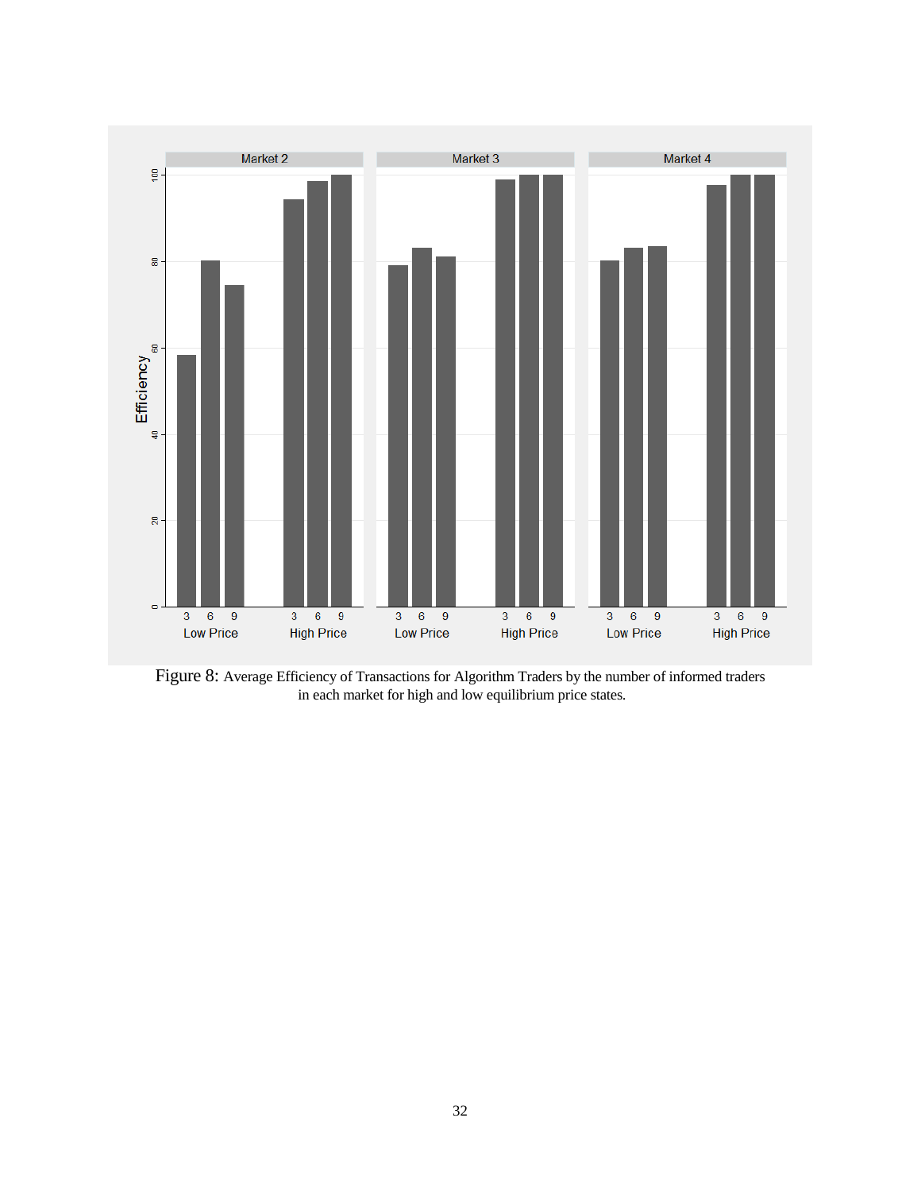Market 2

Market 3

Market 4

Efficiency

0

20

40

60

80

100

3 6 9

Low Price

3 6 9

High Price

3 6 9

Low Price

3 6 9

High Price

3 6 9

Low Price

3 6 9

High Price

Figure 8: Average Efficiency of Transactions for Algorithm Traders by the number of informed traders in each market for high and low equilibrium price states.